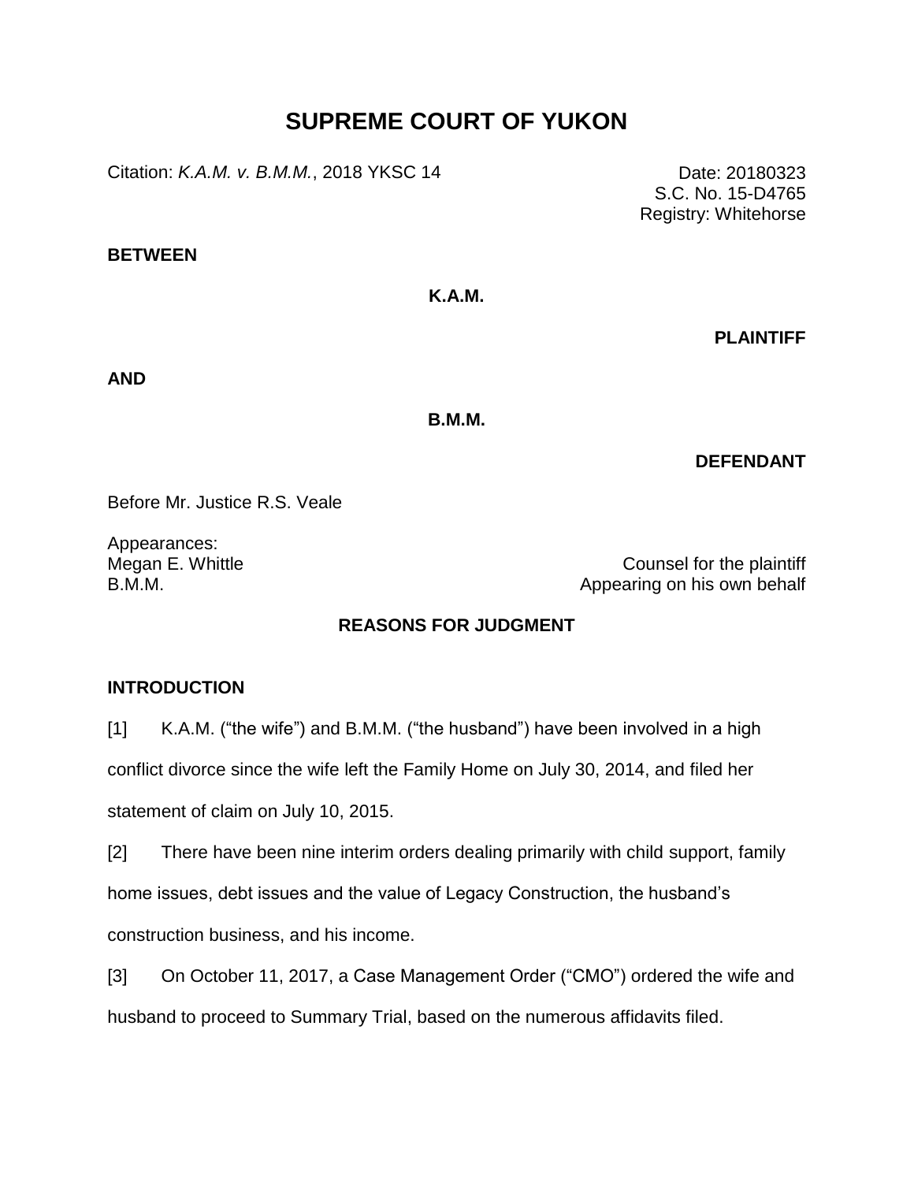# SUPREME COURT OF YUKON

Citation: *K.A.M. v. B.M.M.*, 2018 YKSC 14

Date: 20180323
S.C. No. 15-D4765
Registry: Whitehorse

**BETWEEN**

**K.A.M.**

**PLAINTIFF**

**AND**

**B.M.M.**

**DEFENDANT**

Before Mr. Justice R.S. Veale

Appearances:
Megan E. Whittle — Counsel for the plaintiff
B.M.M. — Appearing on his own behalf

## REASONS FOR JUDGMENT

### INTRODUCTION

[1] K.A.M. ("the wife") and B.M.M. ("the husband") have been involved in a high conflict divorce since the wife left the Family Home on July 30, 2014, and filed her statement of claim on July 10, 2015.

[2] There have been nine interim orders dealing primarily with child support, family home issues, debt issues and the value of Legacy Construction, the husband's construction business, and his income.

[3] On October 11, 2017, a Case Management Order ("CMO") ordered the wife and husband to proceed to Summary Trial, based on the numerous affidavits filed.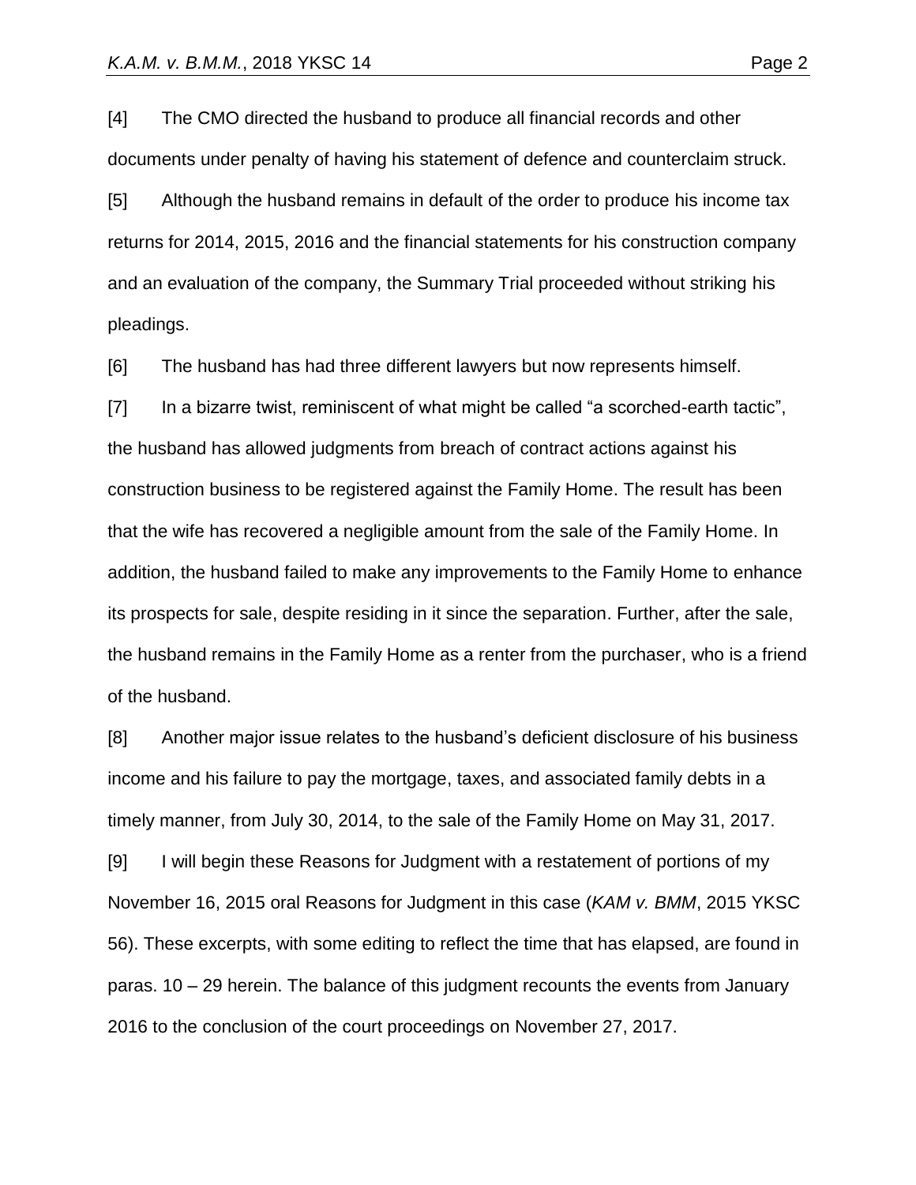[4] The CMO directed the husband to produce all financial records and other documents under penalty of having his statement of defence and counterclaim struck.

[5] Although the husband remains in default of the order to produce his income tax returns for 2014, 2015, 2016 and the financial statements for his construction company and an evaluation of the company, the Summary Trial proceeded without striking his pleadings.

[6] The husband has had three different lawyers but now represents himself.

[7] In a bizarre twist, reminiscent of what might be called "a scorched-earth tactic", the husband has allowed judgments from breach of contract actions against his construction business to be registered against the Family Home. The result has been that the wife has recovered a negligible amount from the sale of the Family Home. In addition, the husband failed to make any improvements to the Family Home to enhance its prospects for sale, despite residing in it since the separation. Further, after the sale, the husband remains in the Family Home as a renter from the purchaser, who is a friend of the husband.

[8] Another major issue relates to the husband's deficient disclosure of his business income and his failure to pay the mortgage, taxes, and associated family debts in a timely manner, from July 30, 2014, to the sale of the Family Home on May 31, 2017.

[9] I will begin these Reasons for Judgment with a restatement of portions of my November 16, 2015 oral Reasons for Judgment in this case (*KAM v. BMM*, 2015 YKSC 56). These excerpts, with some editing to reflect the time that has elapsed, are found in paras. 10 – 29 herein. The balance of this judgment recounts the events from January 2016 to the conclusion of the court proceedings on November 27, 2017.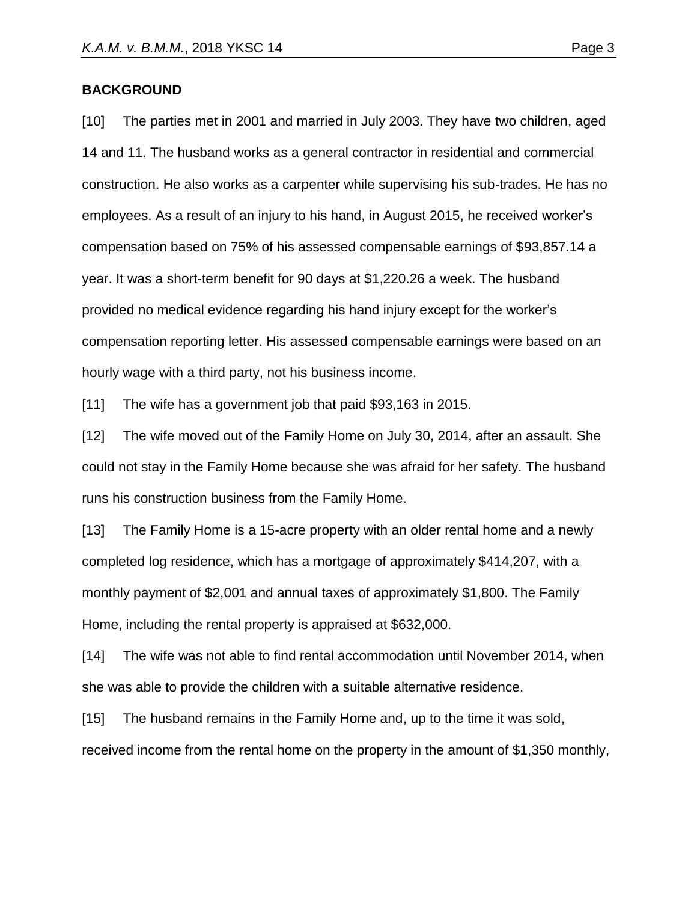**BACKGROUND**

[10] The parties met in 2001 and married in July 2003. They have two children, aged 14 and 11. The husband works as a general contractor in residential and commercial construction. He also works as a carpenter while supervising his sub-trades. He has no employees. As a result of an injury to his hand, in August 2015, he received worker's compensation based on 75% of his assessed compensable earnings of $93,857.14 a year. It was a short-term benefit for 90 days at $1,220.26 a week. The husband provided no medical evidence regarding his hand injury except for the worker's compensation reporting letter. His assessed compensable earnings were based on an hourly wage with a third party, not his business income.

[11] The wife has a government job that paid $93,163 in 2015.

[12] The wife moved out of the Family Home on July 30, 2014, after an assault. She could not stay in the Family Home because she was afraid for her safety. The husband runs his construction business from the Family Home.

[13] The Family Home is a 15-acre property with an older rental home and a newly completed log residence, which has a mortgage of approximately $414,207, with a monthly payment of $2,001 and annual taxes of approximately $1,800. The Family Home, including the rental property is appraised at $632,000.

[14] The wife was not able to find rental accommodation until November 2014, when she was able to provide the children with a suitable alternative residence.

[15] The husband remains in the Family Home and, up to the time it was sold, received income from the rental home on the property in the amount of $1,350 monthly,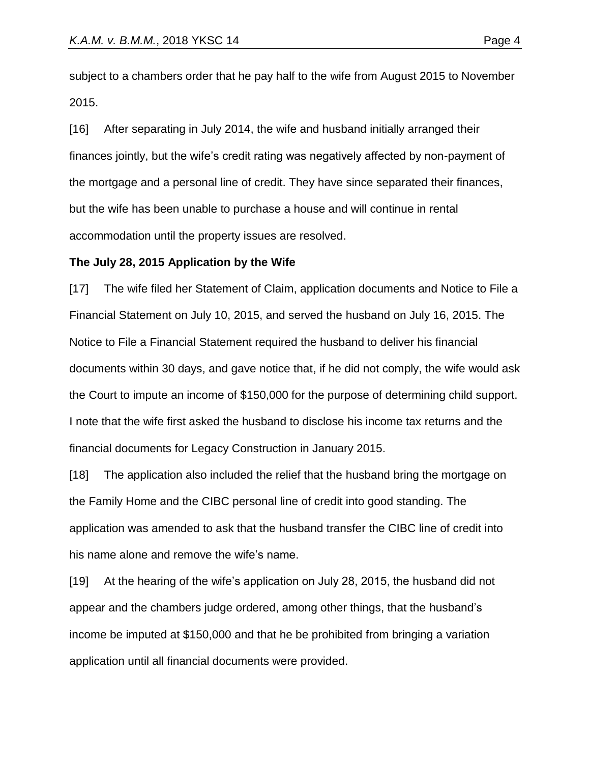subject to a chambers order that he pay half to the wife from August 2015 to November 2015.

[16] After separating in July 2014, the wife and husband initially arranged their finances jointly, but the wife's credit rating was negatively affected by non-payment of the mortgage and a personal line of credit. They have since separated their finances, but the wife has been unable to purchase a house and will continue in rental accommodation until the property issues are resolved.

**The July 28, 2015 Application by the Wife**

[17] The wife filed her Statement of Claim, application documents and Notice to File a Financial Statement on July 10, 2015, and served the husband on July 16, 2015. The Notice to File a Financial Statement required the husband to deliver his financial documents within 30 days, and gave notice that, if he did not comply, the wife would ask the Court to impute an income of $150,000 for the purpose of determining child support. I note that the wife first asked the husband to disclose his income tax returns and the financial documents for Legacy Construction in January 2015.

[18] The application also included the relief that the husband bring the mortgage on the Family Home and the CIBC personal line of credit into good standing. The application was amended to ask that the husband transfer the CIBC line of credit into his name alone and remove the wife's name.

[19] At the hearing of the wife's application on July 28, 2015, the husband did not appear and the chambers judge ordered, among other things, that the husband's income be imputed at $150,000 and that he be prohibited from bringing a variation application until all financial documents were provided.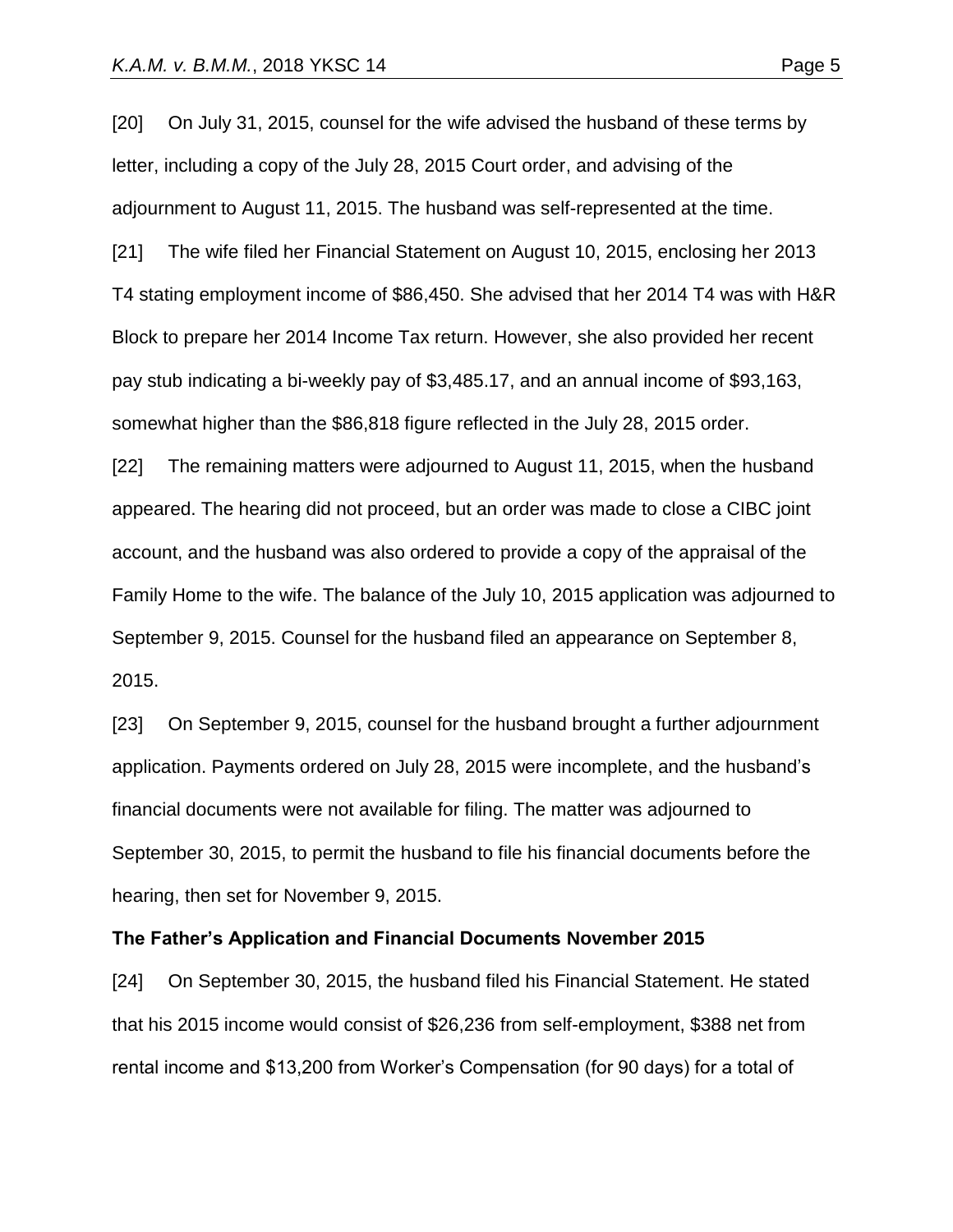[20] On July 31, 2015, counsel for the wife advised the husband of these terms by letter, including a copy of the July 28, 2015 Court order, and advising of the adjournment to August 11, 2015. The husband was self-represented at the time.

[21] The wife filed her Financial Statement on August 10, 2015, enclosing her 2013 T4 stating employment income of $86,450. She advised that her 2014 T4 was with H&R Block to prepare her 2014 Income Tax return. However, she also provided her recent pay stub indicating a bi-weekly pay of $3,485.17, and an annual income of $93,163, somewhat higher than the $86,818 figure reflected in the July 28, 2015 order.

[22] The remaining matters were adjourned to August 11, 2015, when the husband appeared. The hearing did not proceed, but an order was made to close a CIBC joint account, and the husband was also ordered to provide a copy of the appraisal of the Family Home to the wife. The balance of the July 10, 2015 application was adjourned to September 9, 2015. Counsel for the husband filed an appearance on September 8, 2015.

[23] On September 9, 2015, counsel for the husband brought a further adjournment application. Payments ordered on July 28, 2015 were incomplete, and the husband's financial documents were not available for filing. The matter was adjourned to September 30, 2015, to permit the husband to file his financial documents before the hearing, then set for November 9, 2015.

**The Father's Application and Financial Documents November 2015**

[24] On September 30, 2015, the husband filed his Financial Statement. He stated that his 2015 income would consist of $26,236 from self-employment, $388 net from rental income and $13,200 from Worker's Compensation (for 90 days) for a total of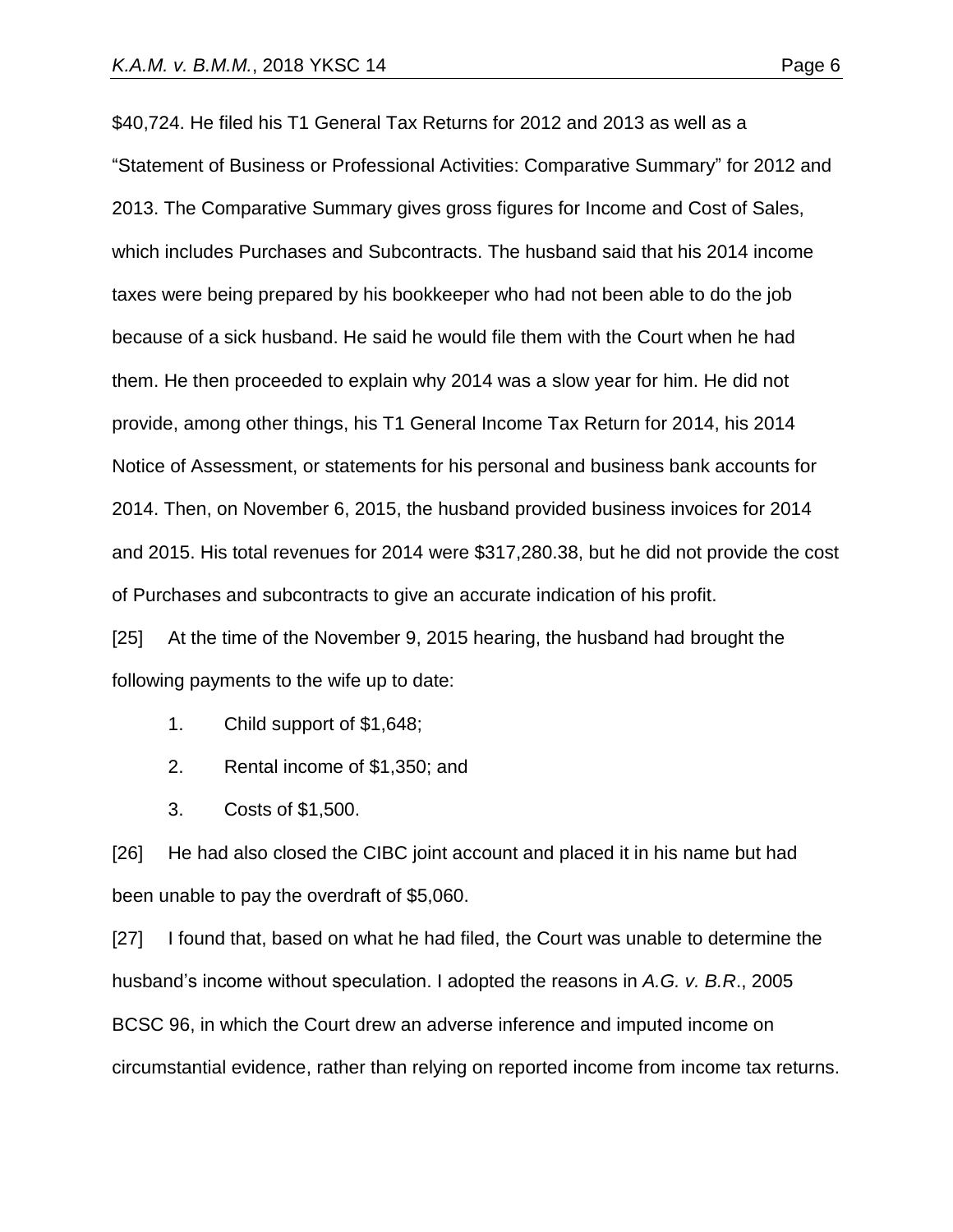$40,724. He filed his T1 General Tax Returns for 2012 and 2013 as well as a "Statement of Business or Professional Activities: Comparative Summary" for 2012 and 2013. The Comparative Summary gives gross figures for Income and Cost of Sales, which includes Purchases and Subcontracts. The husband said that his 2014 income taxes were being prepared by his bookkeeper who had not been able to do the job because of a sick husband. He said he would file them with the Court when he had them. He then proceeded to explain why 2014 was a slow year for him. He did not provide, among other things, his T1 General Income Tax Return for 2014, his 2014 Notice of Assessment, or statements for his personal and business bank accounts for 2014. Then, on November 6, 2015, the husband provided business invoices for 2014 and 2015. His total revenues for 2014 were $317,280.38, but he did not provide the cost of Purchases and subcontracts to give an accurate indication of his profit.

[25] At the time of the November 9, 2015 hearing, the husband had brought the following payments to the wife up to date:

1. Child support of $1,648;
2. Rental income of $1,350; and
3. Costs of $1,500.

[26] He had also closed the CIBC joint account and placed it in his name but had been unable to pay the overdraft of $5,060.

[27] I found that, based on what he had filed, the Court was unable to determine the husband's income without speculation. I adopted the reasons in *A.G. v. B.R.*, 2005 BCSC 96, in which the Court drew an adverse inference and imputed income on circumstantial evidence, rather than relying on reported income from income tax returns.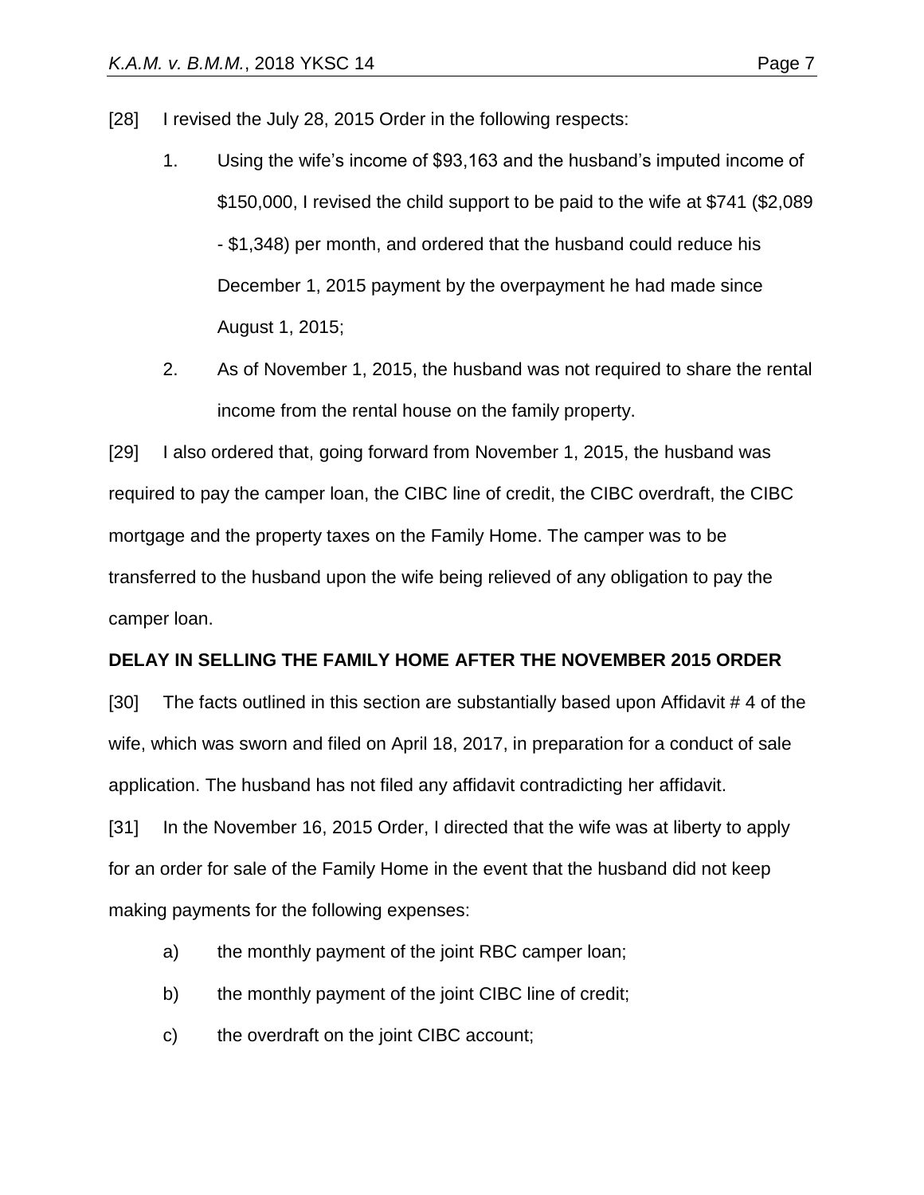[28] I revised the July 28, 2015 Order in the following respects:

1. Using the wife's income of $93,163 and the husband's imputed income of $150,000, I revised the child support to be paid to the wife at $741 ($2,089 - $1,348) per month, and ordered that the husband could reduce his December 1, 2015 payment by the overpayment he had made since August 1, 2015;
2. As of November 1, 2015, the husband was not required to share the rental income from the rental house on the family property.

[29] I also ordered that, going forward from November 1, 2015, the husband was required to pay the camper loan, the CIBC line of credit, the CIBC overdraft, the CIBC mortgage and the property taxes on the Family Home. The camper was to be transferred to the husband upon the wife being relieved of any obligation to pay the camper loan.

**DELAY IN SELLING THE FAMILY HOME AFTER THE NOVEMBER 2015 ORDER**

[30] The facts outlined in this section are substantially based upon Affidavit # 4 of the wife, which was sworn and filed on April 18, 2017, in preparation for a conduct of sale application. The husband has not filed any affidavit contradicting her affidavit.

[31] In the November 16, 2015 Order, I directed that the wife was at liberty to apply for an order for sale of the Family Home in the event that the husband did not keep making payments for the following expenses:

a) the monthly payment of the joint RBC camper loan;

b) the monthly payment of the joint CIBC line of credit;

c) the overdraft on the joint CIBC account;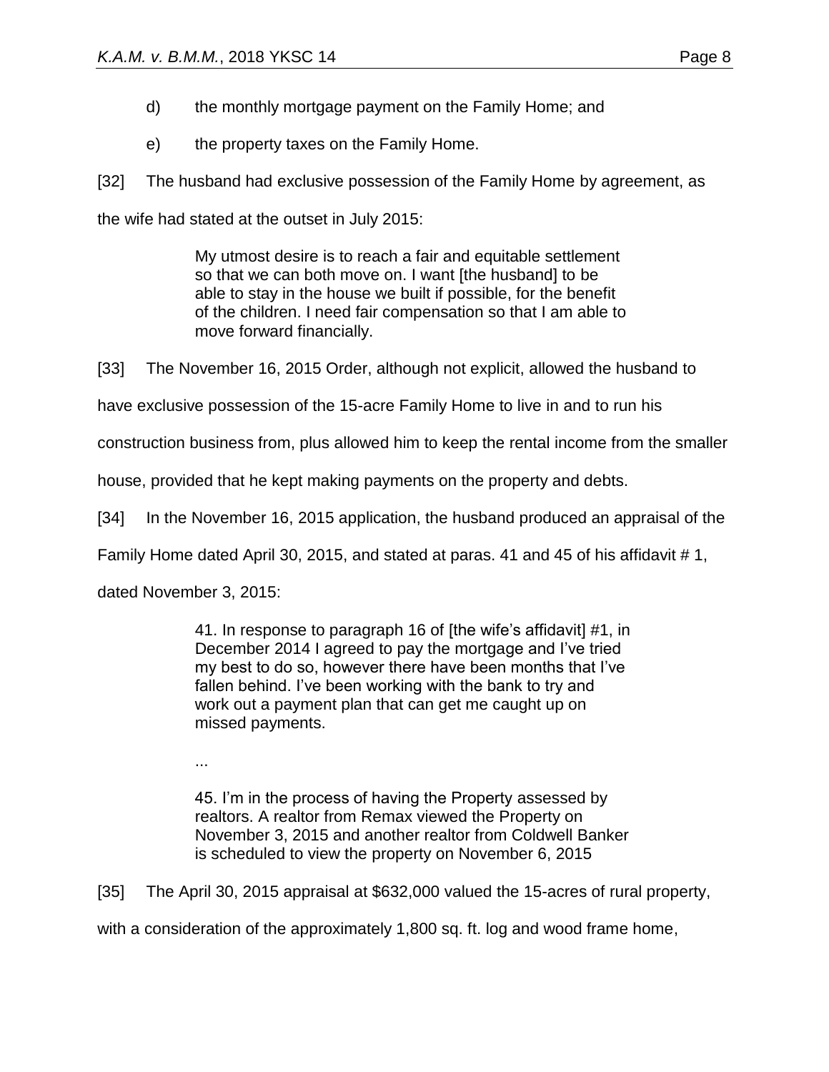d) the monthly mortgage payment on the Family Home; and

e) the property taxes on the Family Home.

[32] The husband had exclusive possession of the Family Home by agreement, as the wife had stated at the outset in July 2015:

> My utmost desire is to reach a fair and equitable settlement so that we can both move on. I want [the husband] to be able to stay in the house we built if possible, for the benefit of the children. I need fair compensation so that I am able to move forward financially.

[33] The November 16, 2015 Order, although not explicit, allowed the husband to have exclusive possession of the 15-acre Family Home to live in and to run his construction business from, plus allowed him to keep the rental income from the smaller house, provided that he kept making payments on the property and debts.

[34] In the November 16, 2015 application, the husband produced an appraisal of the Family Home dated April 30, 2015, and stated at paras. 41 and 45 of his affidavit # 1, dated November 3, 2015:

> 41. In response to paragraph 16 of [the wife's affidavit] #1, in December 2014 I agreed to pay the mortgage and I've tried my best to do so, however there have been months that I've fallen behind. I've been working with the bank to try and work out a payment plan that can get me caught up on missed payments.
>
> ...
>
> 45. I'm in the process of having the Property assessed by realtors. A realtor from Remax viewed the Property on November 3, 2015 and another realtor from Coldwell Banker is scheduled to view the property on November 6, 2015

[35] The April 30, 2015 appraisal at $632,000 valued the 15-acres of rural property, with a consideration of the approximately 1,800 sq. ft. log and wood frame home,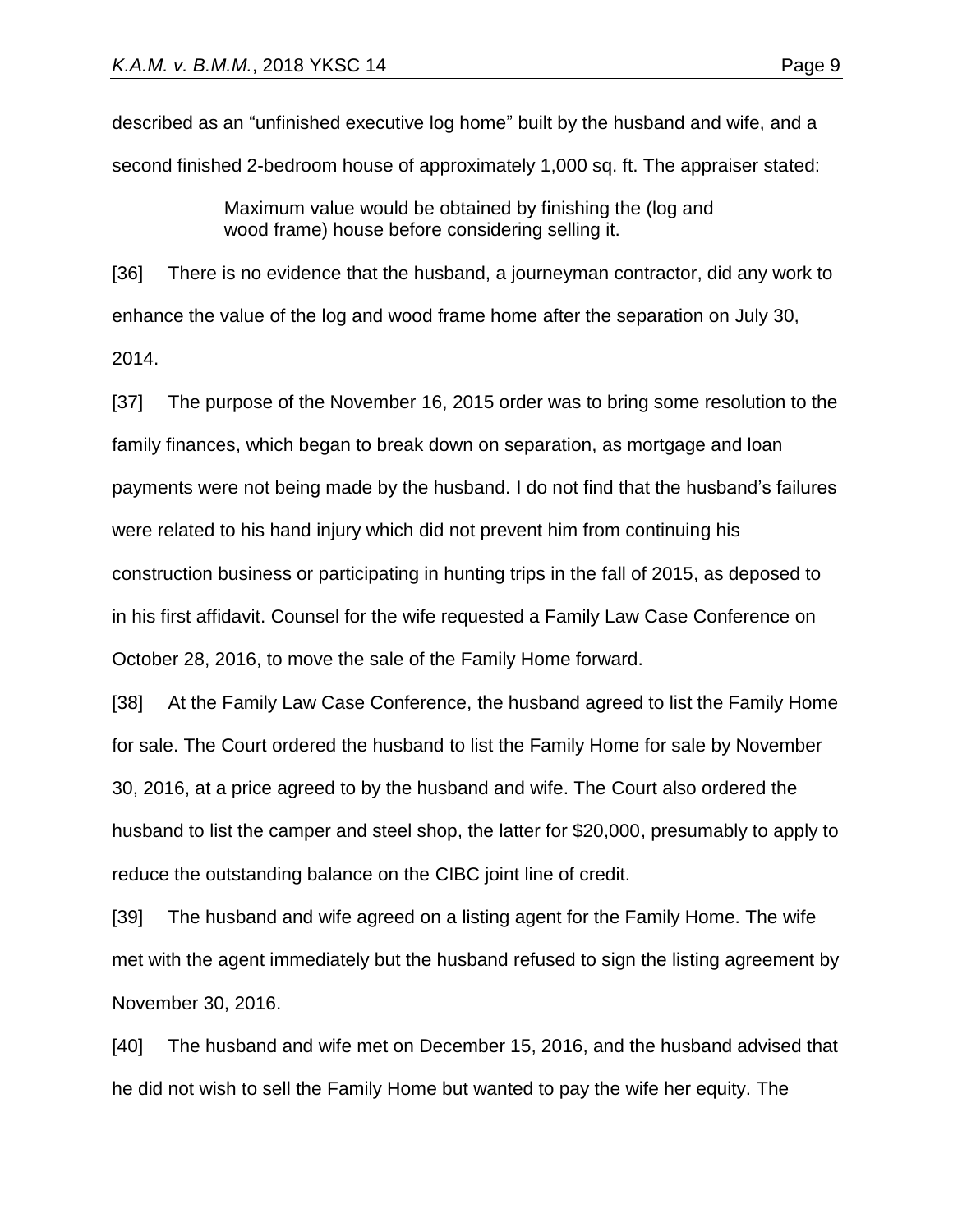described as an "unfinished executive log home" built by the husband and wife, and a second finished 2-bedroom house of approximately 1,000 sq. ft. The appraiser stated:

> Maximum value would be obtained by finishing the (log and wood frame) house before considering selling it.

[36] There is no evidence that the husband, a journeyman contractor, did any work to enhance the value of the log and wood frame home after the separation on July 30, 2014.

[37] The purpose of the November 16, 2015 order was to bring some resolution to the family finances, which began to break down on separation, as mortgage and loan payments were not being made by the husband. I do not find that the husband's failures were related to his hand injury which did not prevent him from continuing his construction business or participating in hunting trips in the fall of 2015, as deposed to in his first affidavit. Counsel for the wife requested a Family Law Case Conference on October 28, 2016, to move the sale of the Family Home forward.

[38] At the Family Law Case Conference, the husband agreed to list the Family Home for sale. The Court ordered the husband to list the Family Home for sale by November 30, 2016, at a price agreed to by the husband and wife. The Court also ordered the husband to list the camper and steel shop, the latter for $20,000, presumably to apply to reduce the outstanding balance on the CIBC joint line of credit.

[39] The husband and wife agreed on a listing agent for the Family Home. The wife met with the agent immediately but the husband refused to sign the listing agreement by November 30, 2016.

[40] The husband and wife met on December 15, 2016, and the husband advised that he did not wish to sell the Family Home but wanted to pay the wife her equity. The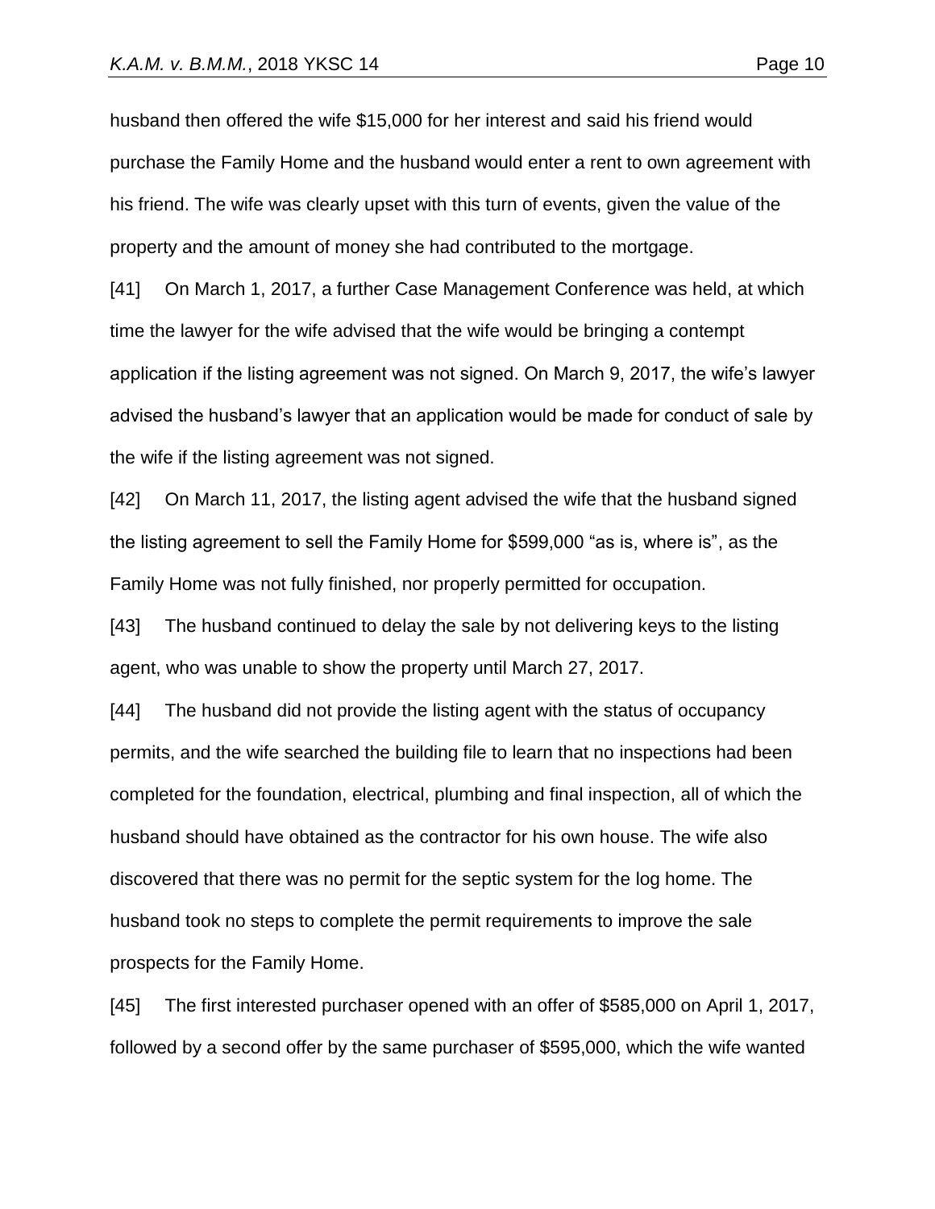husband then offered the wife $15,000 for her interest and said his friend would purchase the Family Home and the husband would enter a rent to own agreement with his friend. The wife was clearly upset with this turn of events, given the value of the property and the amount of money she had contributed to the mortgage.

[41] On March 1, 2017, a further Case Management Conference was held, at which time the lawyer for the wife advised that the wife would be bringing a contempt application if the listing agreement was not signed. On March 9, 2017, the wife's lawyer advised the husband's lawyer that an application would be made for conduct of sale by the wife if the listing agreement was not signed.

[42] On March 11, 2017, the listing agent advised the wife that the husband signed the listing agreement to sell the Family Home for $599,000 "as is, where is", as the Family Home was not fully finished, nor properly permitted for occupation.

[43] The husband continued to delay the sale by not delivering keys to the listing agent, who was unable to show the property until March 27, 2017.

[44] The husband did not provide the listing agent with the status of occupancy permits, and the wife searched the building file to learn that no inspections had been completed for the foundation, electrical, plumbing and final inspection, all of which the husband should have obtained as the contractor for his own house. The wife also discovered that there was no permit for the septic system for the log home. The husband took no steps to complete the permit requirements to improve the sale prospects for the Family Home.

[45] The first interested purchaser opened with an offer of $585,000 on April 1, 2017, followed by a second offer by the same purchaser of $595,000, which the wife wanted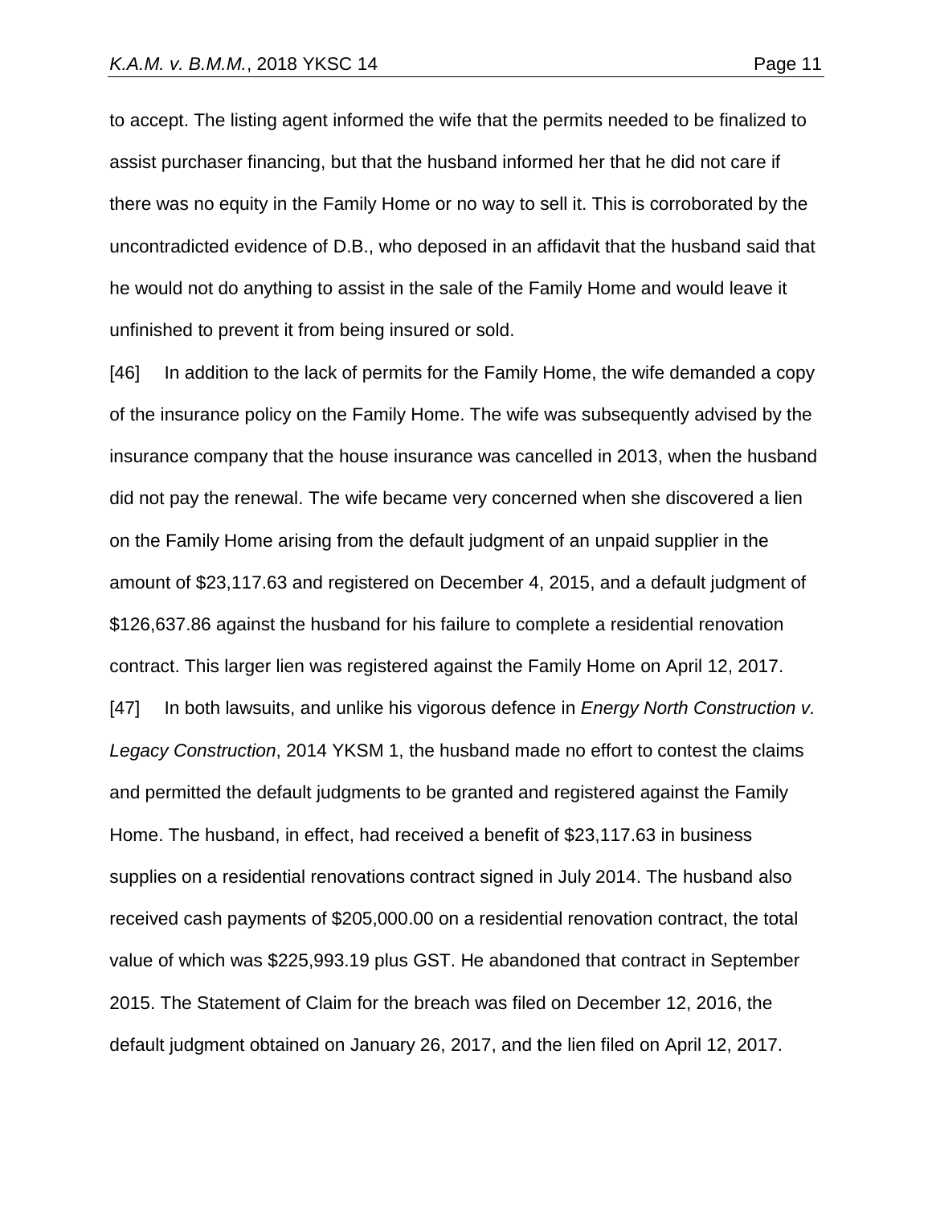to accept. The listing agent informed the wife that the permits needed to be finalized to assist purchaser financing, but that the husband informed her that he did not care if there was no equity in the Family Home or no way to sell it. This is corroborated by the uncontradicted evidence of D.B., who deposed in an affidavit that the husband said that he would not do anything to assist in the sale of the Family Home and would leave it unfinished to prevent it from being insured or sold.

[46] In addition to the lack of permits for the Family Home, the wife demanded a copy of the insurance policy on the Family Home. The wife was subsequently advised by the insurance company that the house insurance was cancelled in 2013, when the husband did not pay the renewal. The wife became very concerned when she discovered a lien on the Family Home arising from the default judgment of an unpaid supplier in the amount of $23,117.63 and registered on December 4, 2015, and a default judgment of $126,637.86 against the husband for his failure to complete a residential renovation contract. This larger lien was registered against the Family Home on April 12, 2017.

[47] In both lawsuits, and unlike his vigorous defence in *Energy North Construction v. Legacy Construction*, 2014 YKSM 1, the husband made no effort to contest the claims and permitted the default judgments to be granted and registered against the Family Home. The husband, in effect, had received a benefit of $23,117.63 in business supplies on a residential renovations contract signed in July 2014. The husband also received cash payments of $205,000.00 on a residential renovation contract, the total value of which was $225,993.19 plus GST. He abandoned that contract in September 2015. The Statement of Claim for the breach was filed on December 12, 2016, the default judgment obtained on January 26, 2017, and the lien filed on April 12, 2017.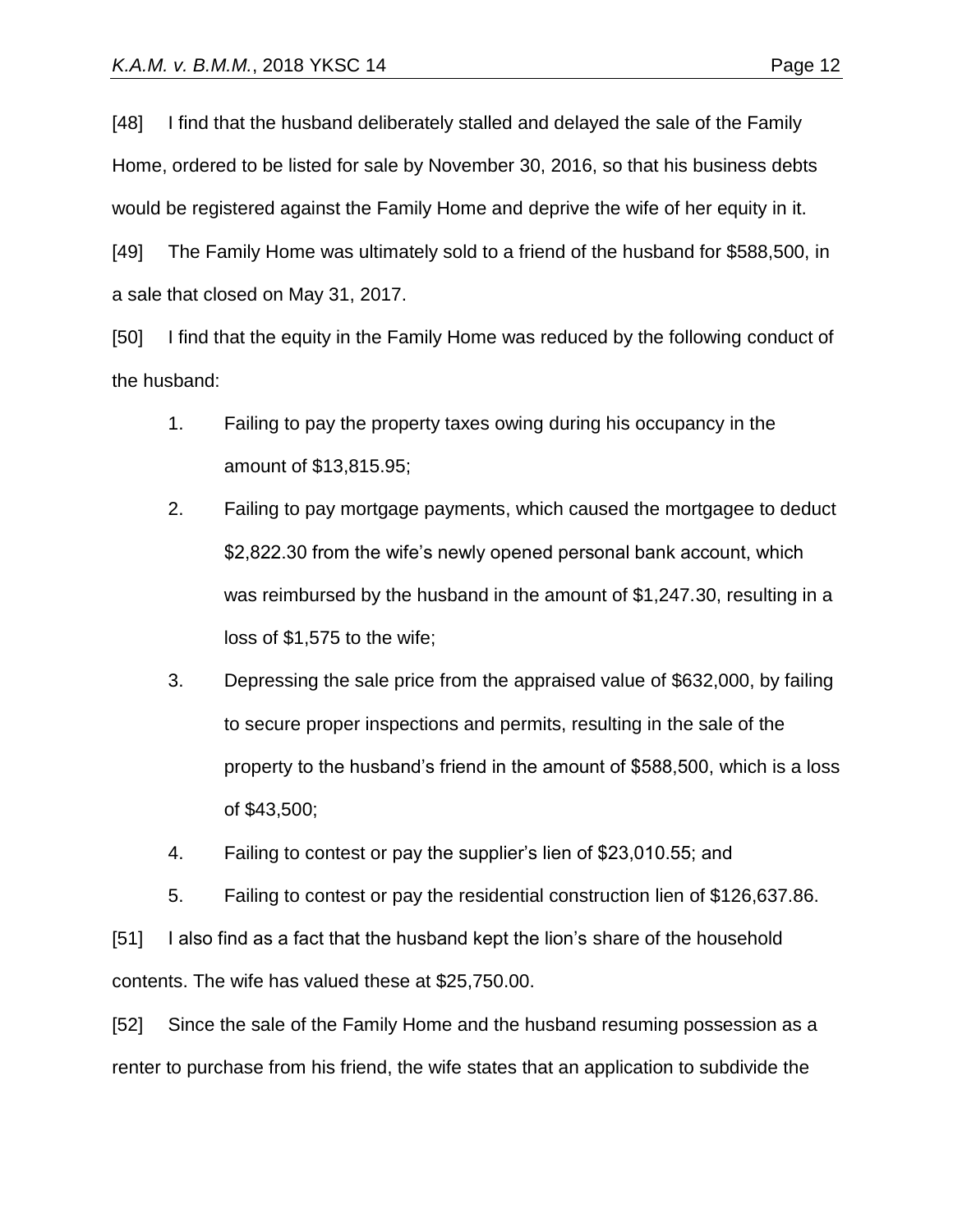[48] I find that the husband deliberately stalled and delayed the sale of the Family Home, ordered to be listed for sale by November 30, 2016, so that his business debts would be registered against the Family Home and deprive the wife of her equity in it.

[49] The Family Home was ultimately sold to a friend of the husband for $588,500, in a sale that closed on May 31, 2017.

[50] I find that the equity in the Family Home was reduced by the following conduct of the husband:

1. Failing to pay the property taxes owing during his occupancy in the amount of $13,815.95;
2. Failing to pay mortgage payments, which caused the mortgagee to deduct $2,822.30 from the wife's newly opened personal bank account, which was reimbursed by the husband in the amount of $1,247.30, resulting in a loss of $1,575 to the wife;
3. Depressing the sale price from the appraised value of $632,000, by failing to secure proper inspections and permits, resulting in the sale of the property to the husband's friend in the amount of $588,500, which is a loss of $43,500;
4. Failing to contest or pay the supplier's lien of $23,010.55; and
5. Failing to contest or pay the residential construction lien of $126,637.86.

[51] I also find as a fact that the husband kept the lion's share of the household contents. The wife has valued these at $25,750.00.

[52] Since the sale of the Family Home and the husband resuming possession as a renter to purchase from his friend, the wife states that an application to subdivide the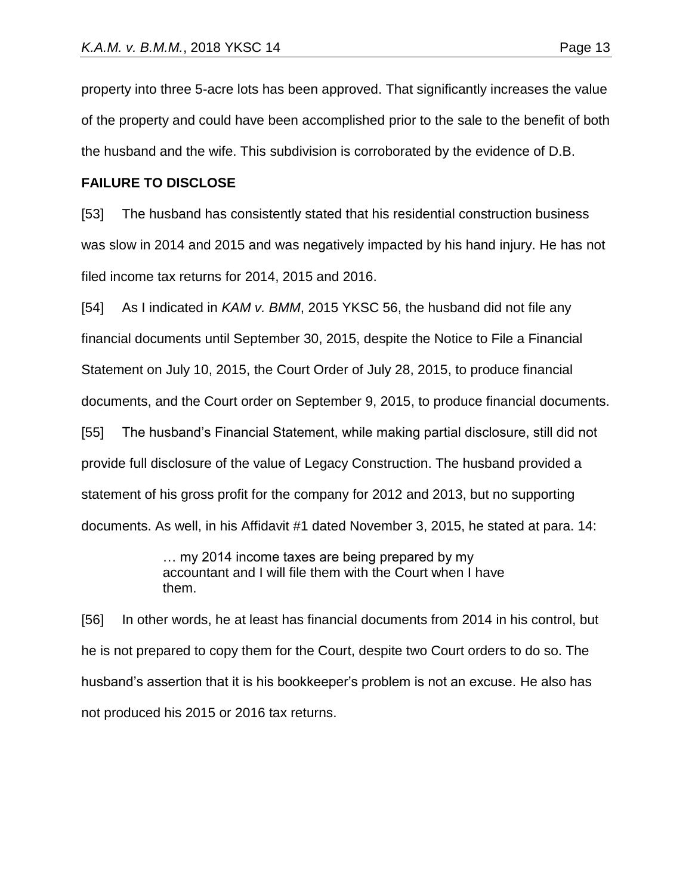property into three 5-acre lots has been approved. That significantly increases the value of the property and could have been accomplished prior to the sale to the benefit of both the husband and the wife. This subdivision is corroborated by the evidence of D.B.

**FAILURE TO DISCLOSE**

[53] The husband has consistently stated that his residential construction business was slow in 2014 and 2015 and was negatively impacted by his hand injury. He has not filed income tax returns for 2014, 2015 and 2016.

[54] As I indicated in *KAM v. BMM*, 2015 YKSC 56, the husband did not file any financial documents until September 30, 2015, despite the Notice to File a Financial Statement on July 10, 2015, the Court Order of July 28, 2015, to produce financial documents, and the Court order on September 9, 2015, to produce financial documents.

[55] The husband's Financial Statement, while making partial disclosure, still did not provide full disclosure of the value of Legacy Construction. The husband provided a statement of his gross profit for the company for 2012 and 2013, but no supporting documents. As well, in his Affidavit #1 dated November 3, 2015, he stated at para. 14:

> … my 2014 income taxes are being prepared by my accountant and I will file them with the Court when I have them.

[56] In other words, he at least has financial documents from 2014 in his control, but he is not prepared to copy them for the Court, despite two Court orders to do so. The husband's assertion that it is his bookkeeper's problem is not an excuse. He also has not produced his 2015 or 2016 tax returns.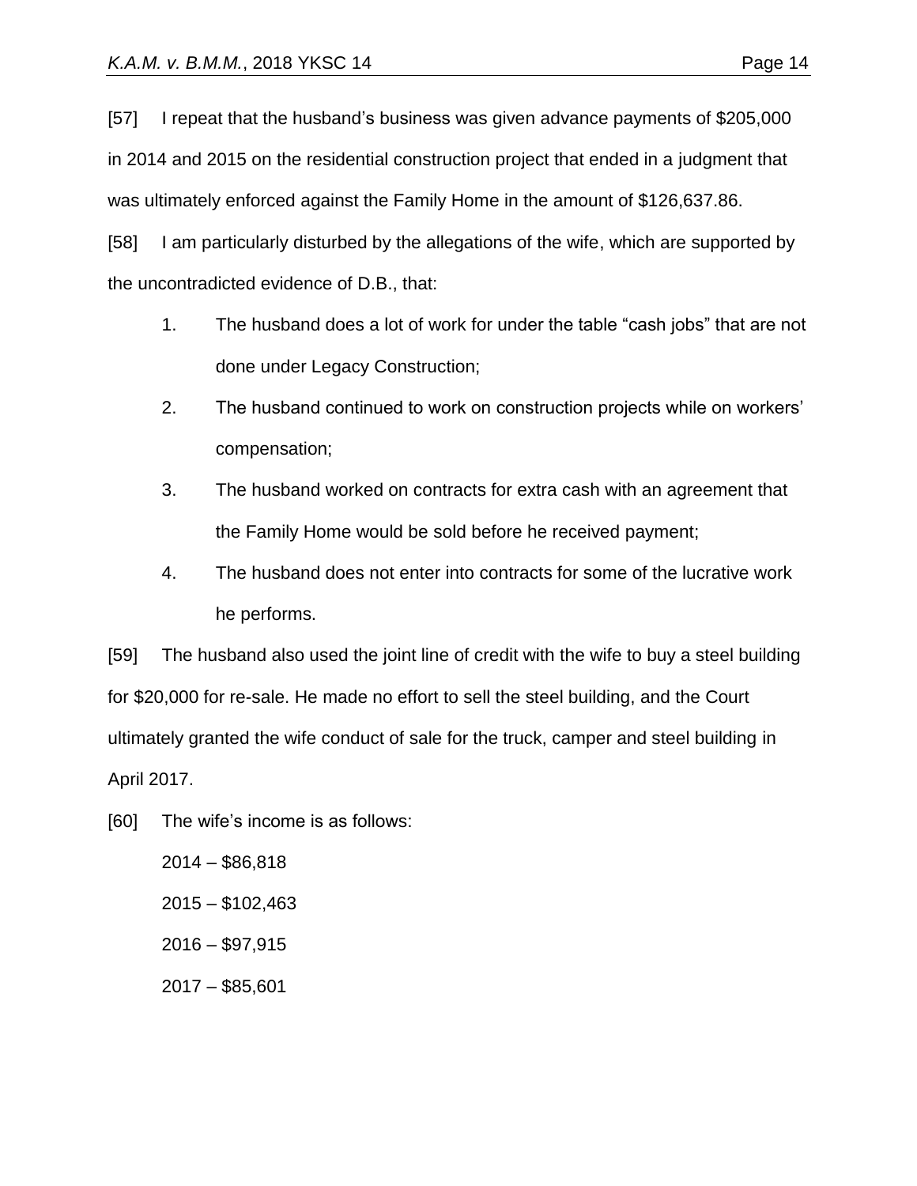[57] I repeat that the husband's business was given advance payments of $205,000 in 2014 and 2015 on the residential construction project that ended in a judgment that was ultimately enforced against the Family Home in the amount of $126,637.86.

[58] I am particularly disturbed by the allegations of the wife, which are supported by the uncontradicted evidence of D.B., that:

1. The husband does a lot of work for under the table "cash jobs" that are not done under Legacy Construction;
2. The husband continued to work on construction projects while on workers' compensation;
3. The husband worked on contracts for extra cash with an agreement that the Family Home would be sold before he received payment;
4. The husband does not enter into contracts for some of the lucrative work he performs.

[59] The husband also used the joint line of credit with the wife to buy a steel building for $20,000 for re-sale. He made no effort to sell the steel building, and the Court ultimately granted the wife conduct of sale for the truck, camper and steel building in April 2017.

[60] The wife's income is as follows:

2014 – $86,818

2015 – $102,463

2016 – $97,915

2017 – $85,601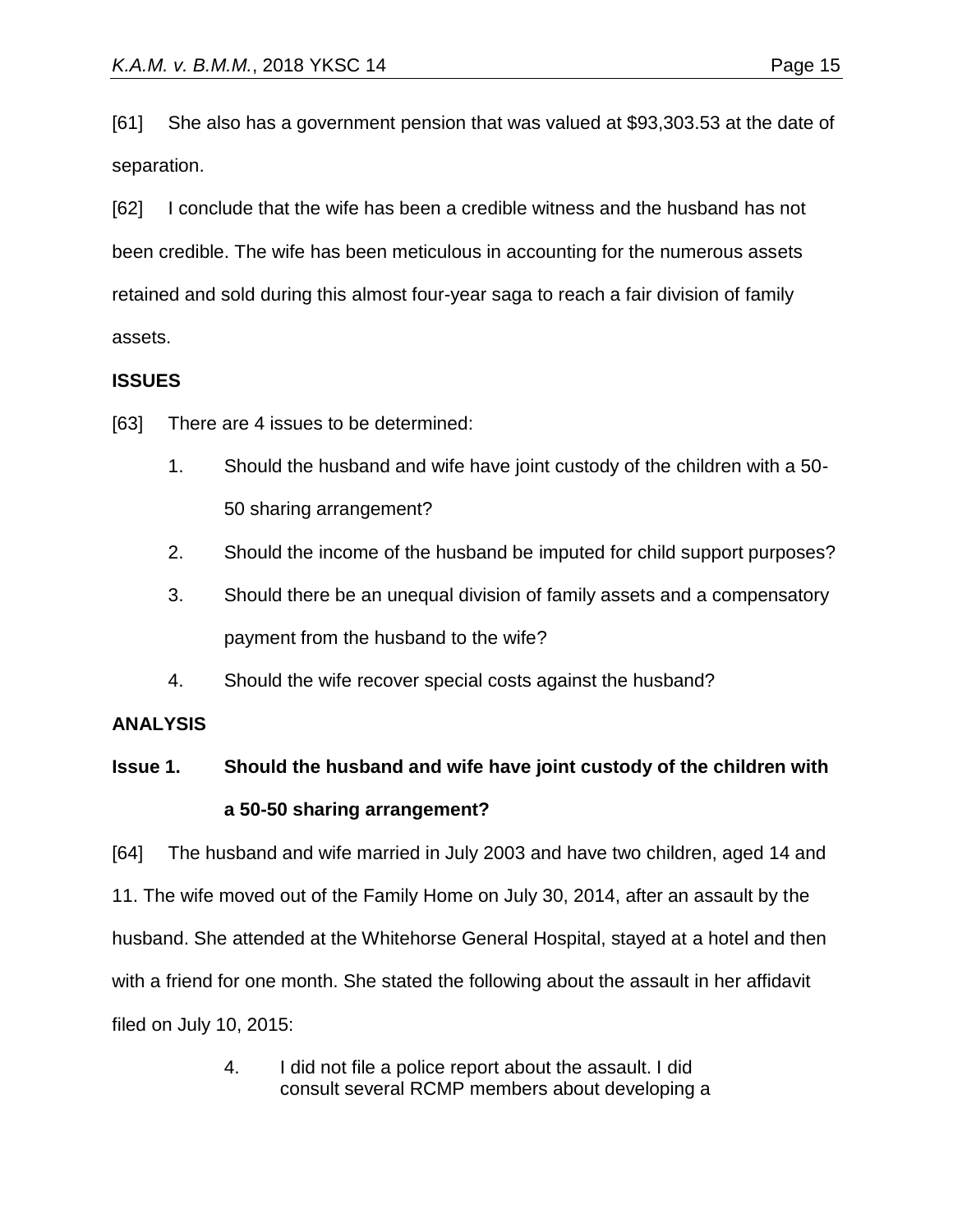[61] She also has a government pension that was valued at $93,303.53 at the date of separation.

[62] I conclude that the wife has been a credible witness and the husband has not been credible. The wife has been meticulous in accounting for the numerous assets retained and sold during this almost four-year saga to reach a fair division of family assets.

## ISSUES

[63] There are 4 issues to be determined:

1. Should the husband and wife have joint custody of the children with a 50-50 sharing arrangement?
2. Should the income of the husband be imputed for child support purposes?
3. Should there be an unequal division of family assets and a compensatory payment from the husband to the wife?
4. Should the wife recover special costs against the husband?

## ANALYSIS

### Issue 1. Should the husband and wife have joint custody of the children with a 50-50 sharing arrangement?

[64] The husband and wife married in July 2003 and have two children, aged 14 and 11. The wife moved out of the Family Home on July 30, 2014, after an assault by the husband. She attended at the Whitehorse General Hospital, stayed at a hotel and then with a friend for one month. She stated the following about the assault in her affidavit filed on July 10, 2015:

> 4. I did not file a police report about the assault. I did consult several RCMP members about developing a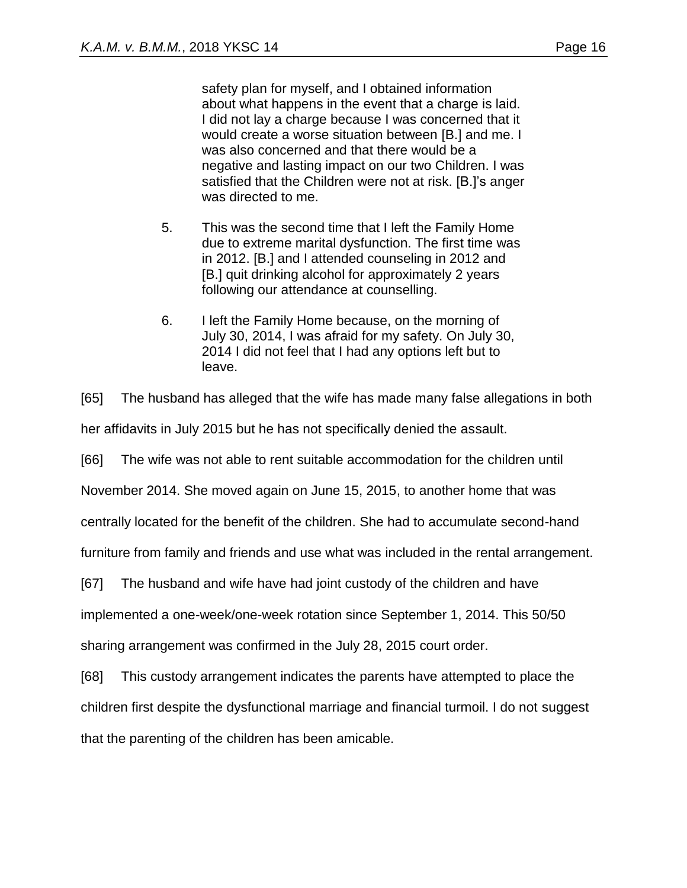> safety plan for myself, and I obtained information about what happens in the event that a charge is laid. I did not lay a charge because I was concerned that it would create a worse situation between [B.] and me. I was also concerned and that there would be a negative and lasting impact on our two Children. I was satisfied that the Children were not at risk. [B.]'s anger was directed to me.
>
> 5. This was the second time that I left the Family Home due to extreme marital dysfunction. The first time was in 2012. [B.] and I attended counseling in 2012 and [B.] quit drinking alcohol for approximately 2 years following our attendance at counselling.
>
> 6. I left the Family Home because, on the morning of July 30, 2014, I was afraid for my safety. On July 30, 2014 I did not feel that I had any options left but to leave.

[65] The husband has alleged that the wife has made many false allegations in both her affidavits in July 2015 but he has not specifically denied the assault.

[66] The wife was not able to rent suitable accommodation for the children until November 2014. She moved again on June 15, 2015, to another home that was centrally located for the benefit of the children. She had to accumulate second-hand furniture from family and friends and use what was included in the rental arrangement.

[67] The husband and wife have had joint custody of the children and have implemented a one-week/one-week rotation since September 1, 2014. This 50/50 sharing arrangement was confirmed in the July 28, 2015 court order.

[68] This custody arrangement indicates the parents have attempted to place the children first despite the dysfunctional marriage and financial turmoil. I do not suggest that the parenting of the children has been amicable.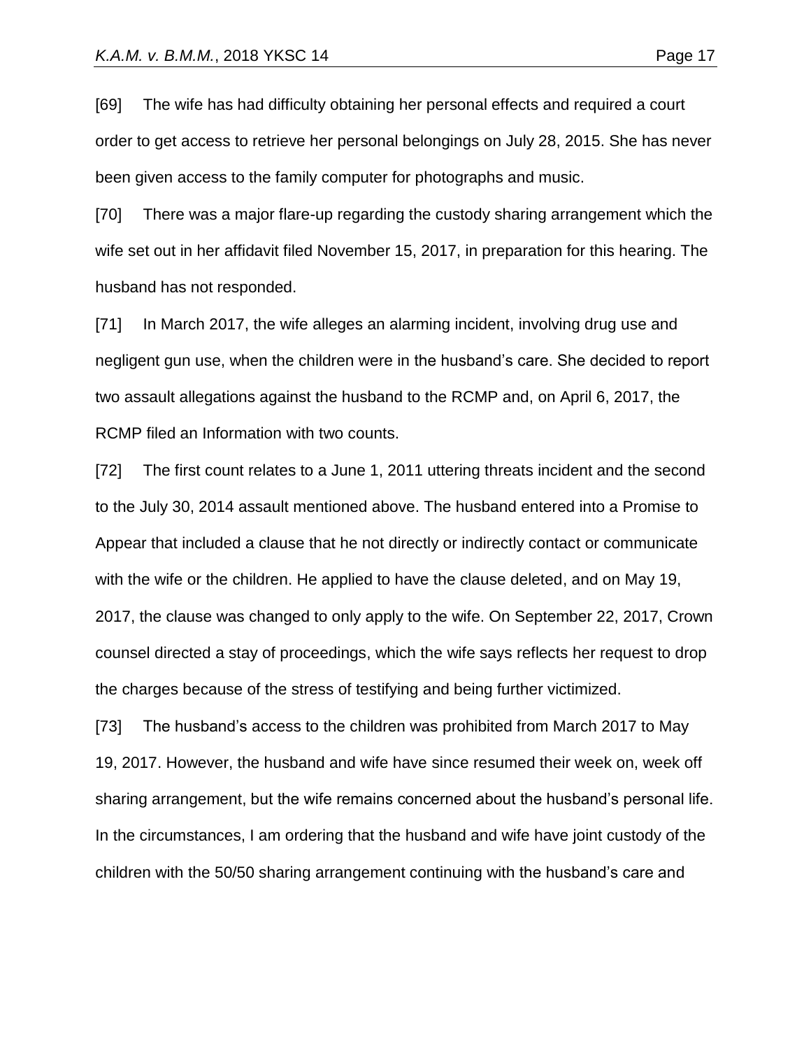[69] The wife has had difficulty obtaining her personal effects and required a court order to get access to retrieve her personal belongings on July 28, 2015. She has never been given access to the family computer for photographs and music.

[70] There was a major flare-up regarding the custody sharing arrangement which the wife set out in her affidavit filed November 15, 2017, in preparation for this hearing. The husband has not responded.

[71] In March 2017, the wife alleges an alarming incident, involving drug use and negligent gun use, when the children were in the husband's care. She decided to report two assault allegations against the husband to the RCMP and, on April 6, 2017, the RCMP filed an Information with two counts.

[72] The first count relates to a June 1, 2011 uttering threats incident and the second to the July 30, 2014 assault mentioned above. The husband entered into a Promise to Appear that included a clause that he not directly or indirectly contact or communicate with the wife or the children. He applied to have the clause deleted, and on May 19, 2017, the clause was changed to only apply to the wife. On September 22, 2017, Crown counsel directed a stay of proceedings, which the wife says reflects her request to drop the charges because of the stress of testifying and being further victimized.

[73] The husband's access to the children was prohibited from March 2017 to May 19, 2017. However, the husband and wife have since resumed their week on, week off sharing arrangement, but the wife remains concerned about the husband's personal life. In the circumstances, I am ordering that the husband and wife have joint custody of the children with the 50/50 sharing arrangement continuing with the husband's care and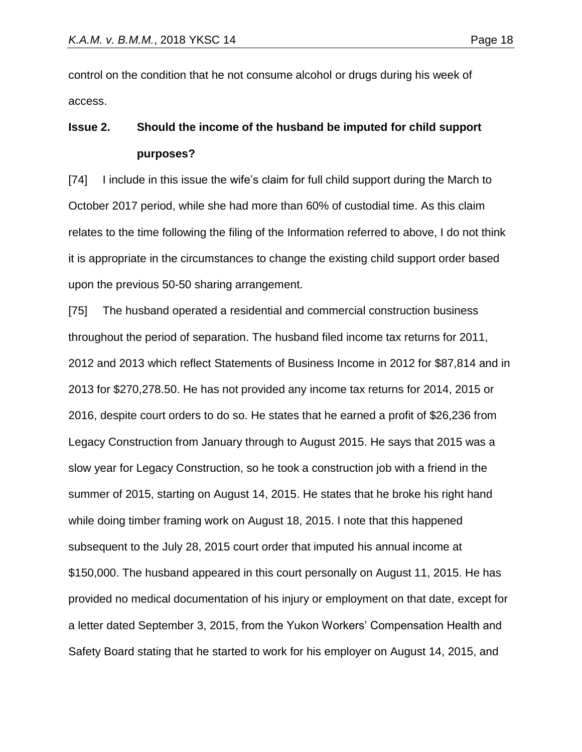control on the condition that he not consume alcohol or drugs during his week of access.

**Issue 2. Should the income of the husband be imputed for child support purposes?**

[74] I include in this issue the wife's claim for full child support during the March to October 2017 period, while she had more than 60% of custodial time. As this claim relates to the time following the filing of the Information referred to above, I do not think it is appropriate in the circumstances to change the existing child support order based upon the previous 50-50 sharing arrangement.

[75] The husband operated a residential and commercial construction business throughout the period of separation. The husband filed income tax returns for 2011, 2012 and 2013 which reflect Statements of Business Income in 2012 for $87,814 and in 2013 for $270,278.50. He has not provided any income tax returns for 2014, 2015 or 2016, despite court orders to do so. He states that he earned a profit of $26,236 from Legacy Construction from January through to August 2015. He says that 2015 was a slow year for Legacy Construction, so he took a construction job with a friend in the summer of 2015, starting on August 14, 2015. He states that he broke his right hand while doing timber framing work on August 18, 2015. I note that this happened subsequent to the July 28, 2015 court order that imputed his annual income at $150,000. The husband appeared in this court personally on August 11, 2015. He has provided no medical documentation of his injury or employment on that date, except for a letter dated September 3, 2015, from the Yukon Workers' Compensation Health and Safety Board stating that he started to work for his employer on August 14, 2015, and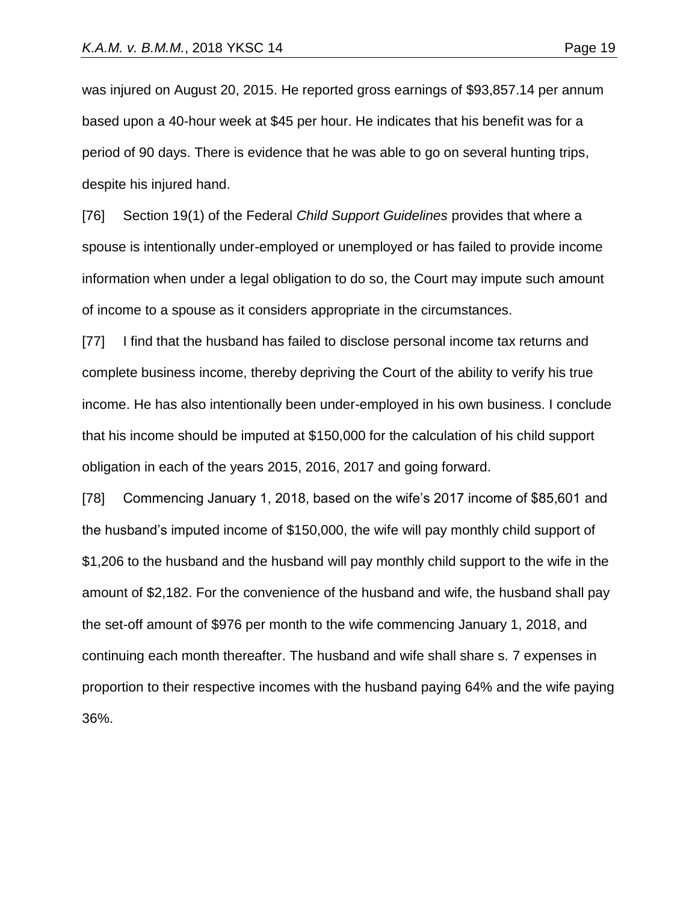was injured on August 20, 2015. He reported gross earnings of $93,857.14 per annum based upon a 40-hour week at $45 per hour. He indicates that his benefit was for a period of 90 days. There is evidence that he was able to go on several hunting trips, despite his injured hand.

[76] Section 19(1) of the Federal *Child Support Guidelines* provides that where a spouse is intentionally under-employed or unemployed or has failed to provide income information when under a legal obligation to do so, the Court may impute such amount of income to a spouse as it considers appropriate in the circumstances.

[77] I find that the husband has failed to disclose personal income tax returns and complete business income, thereby depriving the Court of the ability to verify his true income. He has also intentionally been under-employed in his own business. I conclude that his income should be imputed at $150,000 for the calculation of his child support obligation in each of the years 2015, 2016, 2017 and going forward.

[78] Commencing January 1, 2018, based on the wife's 2017 income of $85,601 and the husband's imputed income of $150,000, the wife will pay monthly child support of $1,206 to the husband and the husband will pay monthly child support to the wife in the amount of $2,182. For the convenience of the husband and wife, the husband shall pay the set-off amount of $976 per month to the wife commencing January 1, 2018, and continuing each month thereafter. The husband and wife shall share s. 7 expenses in proportion to their respective incomes with the husband paying 64% and the wife paying 36%.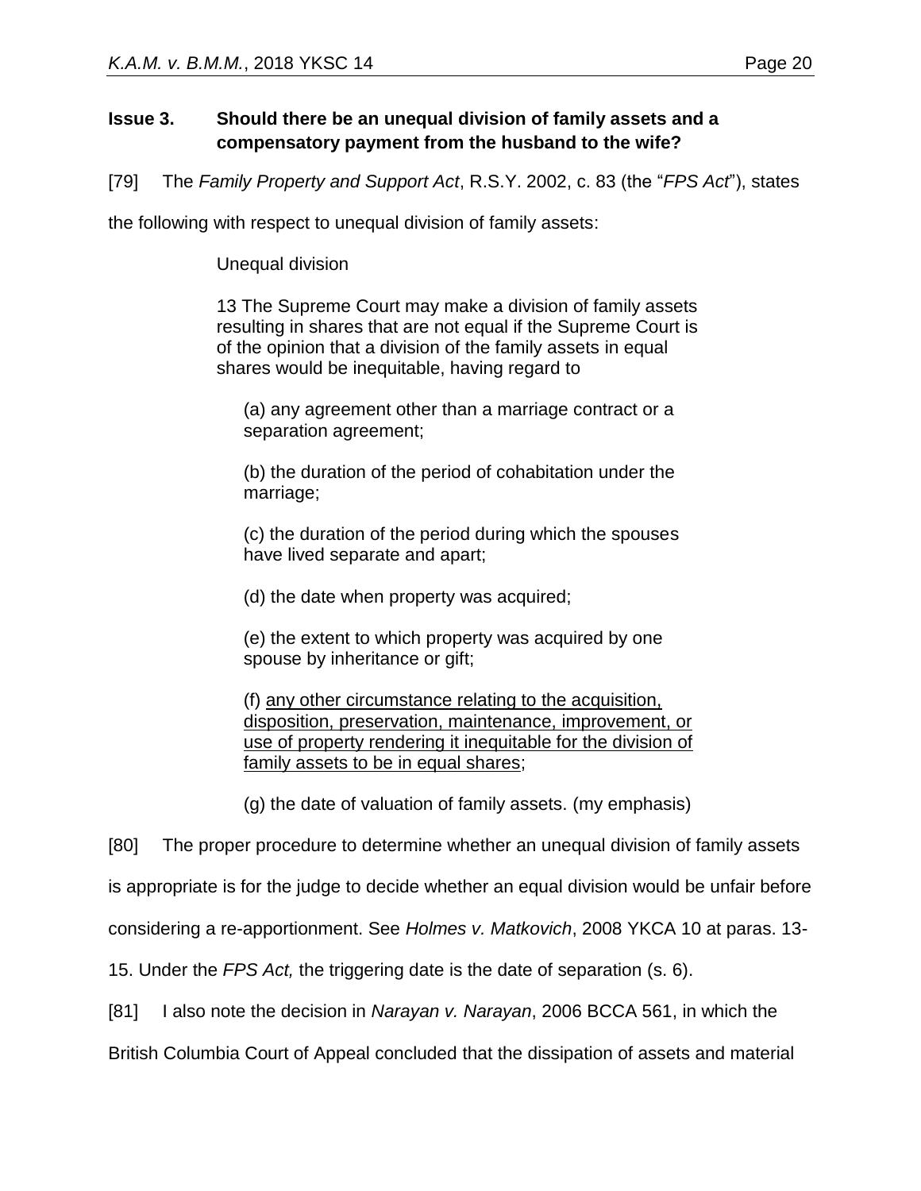**Issue 3. Should there be an unequal division of family assets and a compensatory payment from the husband to the wife?**

[79] The *Family Property and Support Act*, R.S.Y. 2002, c. 83 (the "*FPS Act*"), states the following with respect to unequal division of family assets:

> Unequal division
>
> 13 The Supreme Court may make a division of family assets resulting in shares that are not equal if the Supreme Court is of the opinion that a division of the family assets in equal shares would be inequitable, having regard to
>
> (a) any agreement other than a marriage contract or a separation agreement;
>
> (b) the duration of the period of cohabitation under the marriage;
>
> (c) the duration of the period during which the spouses have lived separate and apart;
>
> (d) the date when property was acquired;
>
> (e) the extent to which property was acquired by one spouse by inheritance or gift;
>
> (f) <u>any other circumstance relating to the acquisition, disposition, preservation, maintenance, improvement, or use of property rendering it inequitable for the division of family assets to be in equal shares</u>;
>
> (g) the date of valuation of family assets. (my emphasis)

[80] The proper procedure to determine whether an unequal division of family assets is appropriate is for the judge to decide whether an equal division would be unfair before considering a re-apportionment. See *Holmes v. Matkovich*, 2008 YKCA 10 at paras. 13-15. Under the *FPS Act,* the triggering date is the date of separation (s. 6).

[81] I also note the decision in *Narayan v. Narayan*, 2006 BCCA 561, in which the British Columbia Court of Appeal concluded that the dissipation of assets and material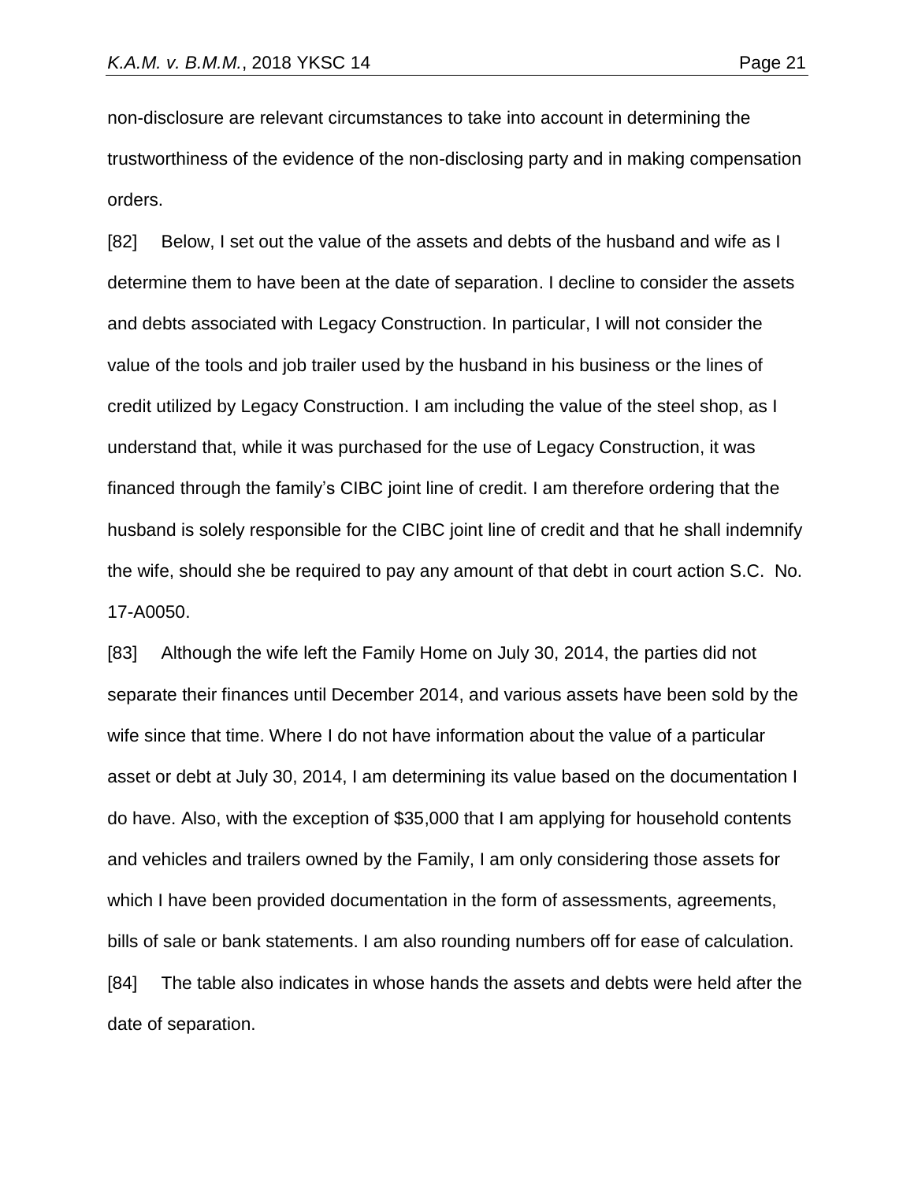non-disclosure are relevant circumstances to take into account in determining the trustworthiness of the evidence of the non-disclosing party and in making compensation orders.

[82] Below, I set out the value of the assets and debts of the husband and wife as I determine them to have been at the date of separation. I decline to consider the assets and debts associated with Legacy Construction. In particular, I will not consider the value of the tools and job trailer used by the husband in his business or the lines of credit utilized by Legacy Construction. I am including the value of the steel shop, as I understand that, while it was purchased for the use of Legacy Construction, it was financed through the family's CIBC joint line of credit. I am therefore ordering that the husband is solely responsible for the CIBC joint line of credit and that he shall indemnify the wife, should she be required to pay any amount of that debt in court action S.C. No. 17-A0050.

[83] Although the wife left the Family Home on July 30, 2014, the parties did not separate their finances until December 2014, and various assets have been sold by the wife since that time. Where I do not have information about the value of a particular asset or debt at July 30, 2014, I am determining its value based on the documentation I do have. Also, with the exception of $35,000 that I am applying for household contents and vehicles and trailers owned by the Family, I am only considering those assets for which I have been provided documentation in the form of assessments, agreements, bills of sale or bank statements. I am also rounding numbers off for ease of calculation.

[84] The table also indicates in whose hands the assets and debts were held after the date of separation.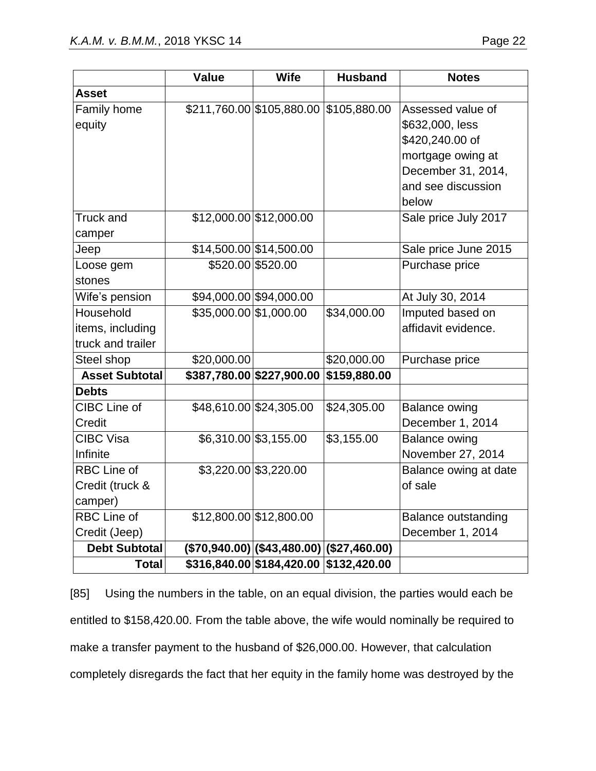| | Value | Wife | Husband | Notes |
|---|---|---|---|---|
| **Asset** | | | | |
| Family home equity | $211,760.00 | $105,880.00 | $105,880.00 | Assessed value of $632,000, less $420,240.00 of mortgage owing at December 31, 2014, and see discussion below |
| Truck and camper | $12,000.00 | $12,000.00 | | Sale price July 2017 |
| Jeep | $14,500.00 | $14,500.00 | | Sale price June 2015 |
| Loose gem stones | $520.00 | $520.00 | | Purchase price |
| Wife's pension | $94,000.00 | $94,000.00 | | At July 30, 2014 |
| Household items, including truck and trailer | $35,000.00 | $1,000.00 | $34,000.00 | Imputed based on affidavit evidence. |
| Steel shop | $20,000.00 | | $20,000.00 | Purchase price |
| **Asset Subtotal** | **$387,780.00** | **$227,900.00** | **$159,880.00** | |
| **Debts** | | | | |
| CIBC Line of Credit | $48,610.00 | $24,305.00 | $24,305.00 | Balance owing December 1, 2014 |
| CIBC Visa Infinite | $6,310.00 | $3,155.00 | $3,155.00 | Balance owing November 27, 2014 |
| RBC Line of Credit (truck & camper) | $3,220.00 | $3,220.00 | | Balance owing at date of sale |
| RBC Line of Credit (Jeep) | $12,800.00 | $12,800.00 | | Balance outstanding December 1, 2014 |
| **Debt Subtotal** | **($70,940.00)** | **($43,480.00)** | **($27,460.00)** | |
| **Total** | **$316,840.00** | **$184,420.00** | **$132,420.00** | |

[85] Using the numbers in the table, on an equal division, the parties would each be entitled to $158,420.00. From the table above, the wife would nominally be required to make a transfer payment to the husband of $26,000.00. However, that calculation completely disregards the fact that her equity in the family home was destroyed by the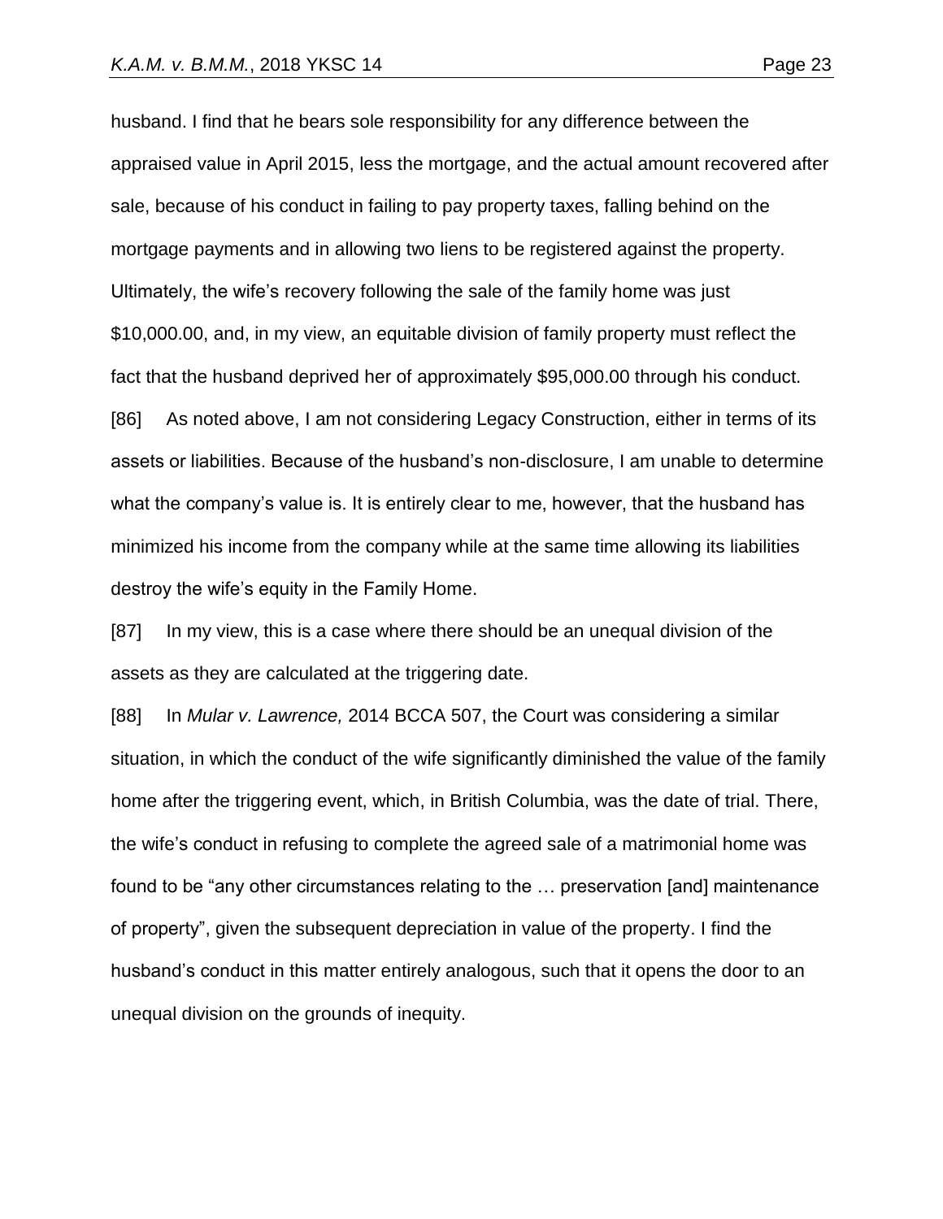husband. I find that he bears sole responsibility for any difference between the appraised value in April 2015, less the mortgage, and the actual amount recovered after sale, because of his conduct in failing to pay property taxes, falling behind on the mortgage payments and in allowing two liens to be registered against the property. Ultimately, the wife's recovery following the sale of the family home was just $10,000.00, and, in my view, an equitable division of family property must reflect the fact that the husband deprived her of approximately $95,000.00 through his conduct.

[86] As noted above, I am not considering Legacy Construction, either in terms of its assets or liabilities. Because of the husband's non-disclosure, I am unable to determine what the company's value is. It is entirely clear to me, however, that the husband has minimized his income from the company while at the same time allowing its liabilities destroy the wife's equity in the Family Home.

[87] In my view, this is a case where there should be an unequal division of the assets as they are calculated at the triggering date.

[88] In *Mular v. Lawrence,* 2014 BCCA 507, the Court was considering a similar situation, in which the conduct of the wife significantly diminished the value of the family home after the triggering event, which, in British Columbia, was the date of trial. There, the wife's conduct in refusing to complete the agreed sale of a matrimonial home was found to be "any other circumstances relating to the … preservation [and] maintenance of property", given the subsequent depreciation in value of the property. I find the husband's conduct in this matter entirely analogous, such that it opens the door to an unequal division on the grounds of inequity.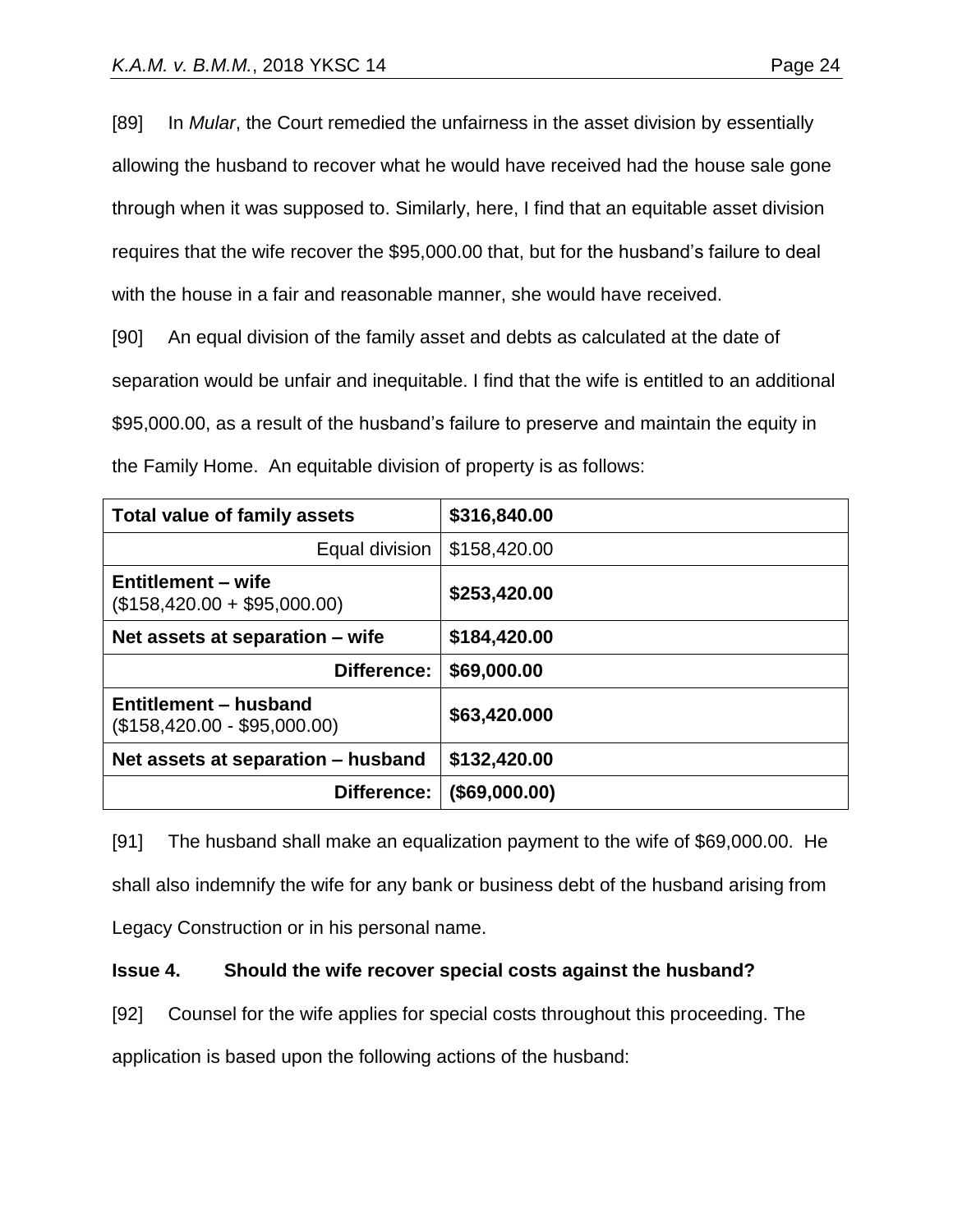[89] In *Mular*, the Court remedied the unfairness in the asset division by essentially allowing the husband to recover what he would have received had the house sale gone through when it was supposed to. Similarly, here, I find that an equitable asset division requires that the wife recover the $95,000.00 that, but for the husband's failure to deal with the house in a fair and reasonable manner, she would have received.

[90] An equal division of the family asset and debts as calculated at the date of separation would be unfair and inequitable. I find that the wife is entitled to an additional $95,000.00, as a result of the husband's failure to preserve and maintain the equity in the Family Home. An equitable division of property is as follows:

| **Total value of family assets** | **$316,840.00** |
|---|---|
| Equal division | $158,420.00 |
| **Entitlement – wife** ($158,420.00 + $95,000.00) | **$253,420.00** |
| **Net assets at separation – wife** | **$184,420.00** |
| **Difference:** | **$69,000.00** |
| **Entitlement – husband** ($158,420.00 - $95,000.00) | **$63,420.000** |
| **Net assets at separation – husband** | **$132,420.00** |
| **Difference:** | **($69,000.00)** |

[91] The husband shall make an equalization payment to the wife of $69,000.00. He shall also indemnify the wife for any bank or business debt of the husband arising from Legacy Construction or in his personal name.

**Issue 4. Should the wife recover special costs against the husband?**

[92] Counsel for the wife applies for special costs throughout this proceeding. The application is based upon the following actions of the husband: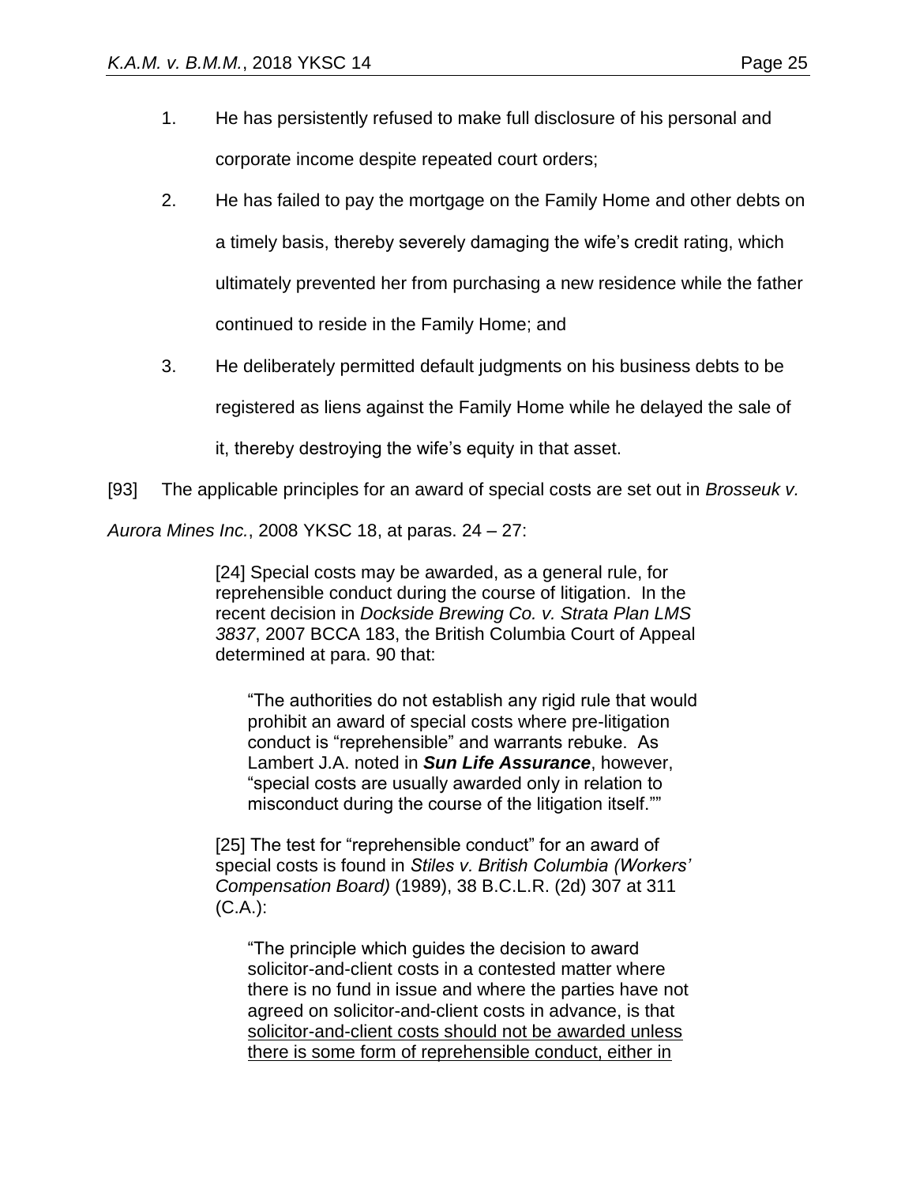1. He has persistently refused to make full disclosure of his personal and corporate income despite repeated court orders;

2. He has failed to pay the mortgage on the Family Home and other debts on a timely basis, thereby severely damaging the wife's credit rating, which ultimately prevented her from purchasing a new residence while the father continued to reside in the Family Home; and

3. He deliberately permitted default judgments on his business debts to be registered as liens against the Family Home while he delayed the sale of it, thereby destroying the wife's equity in that asset.

[93] The applicable principles for an award of special costs are set out in *Brosseuk v. Aurora Mines Inc.*, 2008 YKSC 18, at paras. 24 – 27:

> [24] Special costs may be awarded, as a general rule, for reprehensible conduct during the course of litigation. In the recent decision in *Dockside Brewing Co. v. Strata Plan LMS 3837*, 2007 BCCA 183, the British Columbia Court of Appeal determined at para. 90 that:
>
> > "The authorities do not establish any rigid rule that would prohibit an award of special costs where pre-litigation conduct is "reprehensible" and warrants rebuke. As Lambert J.A. noted in ***Sun Life Assurance***, however, "special costs are usually awarded only in relation to misconduct during the course of the litigation itself.""
>
> [25] The test for "reprehensible conduct" for an award of special costs is found in *Stiles v. British Columbia (Workers' Compensation Board)* (1989), 38 B.C.L.R. (2d) 307 at 311 (C.A.):
>
> > "The principle which guides the decision to award solicitor-and-client costs in a contested matter where there is no fund in issue and where the parties have not agreed on solicitor-and-client costs in advance, is that <u>solicitor-and-client costs should not be awarded unless there is some form of reprehensible conduct, either in</u>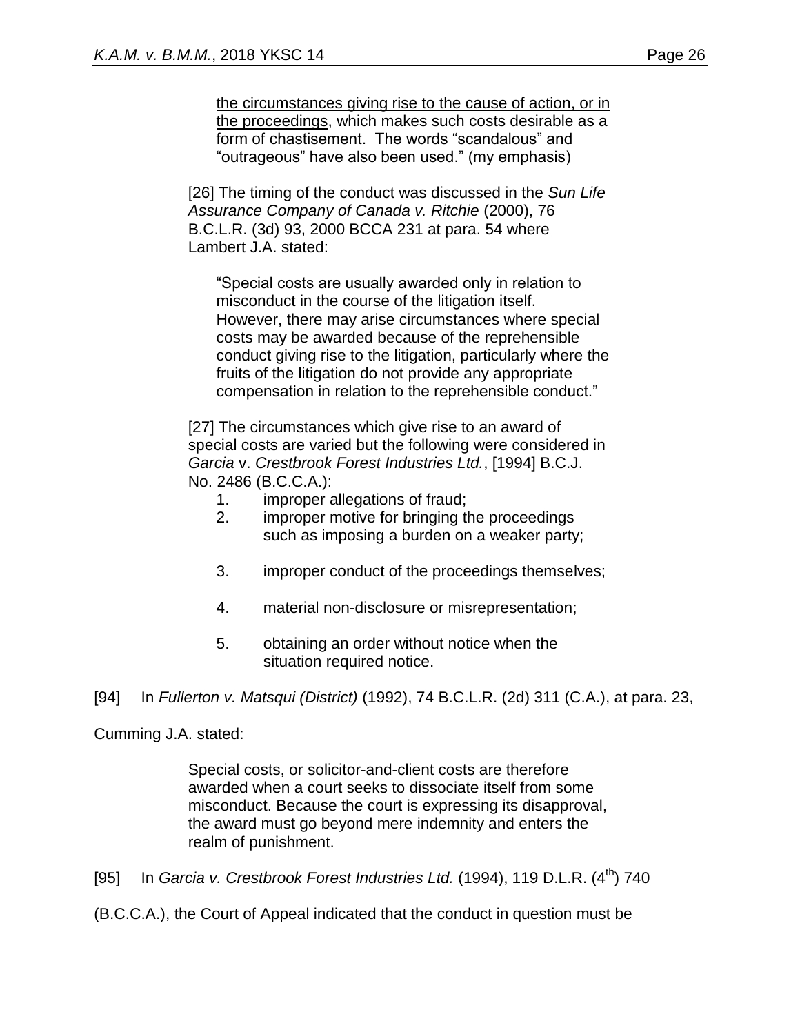> the circumstances giving rise to the cause of action, or in the proceedings, which makes such costs desirable as a form of chastisement. The words "scandalous" and "outrageous" have also been used." (my emphasis)

> [26] The timing of the conduct was discussed in the *Sun Life Assurance Company of Canada v. Ritchie* (2000), 76 B.C.L.R. (3d) 93, 2000 BCCA 231 at para. 54 where Lambert J.A. stated:
>
> > "Special costs are usually awarded only in relation to misconduct in the course of the litigation itself. However, there may arise circumstances where special costs may be awarded because of the reprehensible conduct giving rise to the litigation, particularly where the fruits of the litigation do not provide any appropriate compensation in relation to the reprehensible conduct."
>
> [27] The circumstances which give rise to an award of special costs are varied but the following were considered in *Garcia* v. *Crestbrook Forest Industries Ltd.*, [1994] B.C.J. No. 2486 (B.C.C.A.):
>
> 1. improper allegations of fraud;
> 2. improper motive for bringing the proceedings such as imposing a burden on a weaker party;
> 3. improper conduct of the proceedings themselves;
> 4. material non-disclosure or misrepresentation;
> 5. obtaining an order without notice when the situation required notice.

[94] In *Fullerton v. Matsqui (District)* (1992), 74 B.C.L.R. (2d) 311 (C.A.), at para. 23, Cumming J.A. stated:

> Special costs, or solicitor-and-client costs are therefore awarded when a court seeks to dissociate itself from some misconduct. Because the court is expressing its disapproval, the award must go beyond mere indemnity and enters the realm of punishment.

[95] In *Garcia v. Crestbrook Forest Industries Ltd.* (1994), 119 D.L.R. (4th) 740 (B.C.C.A.), the Court of Appeal indicated that the conduct in question must be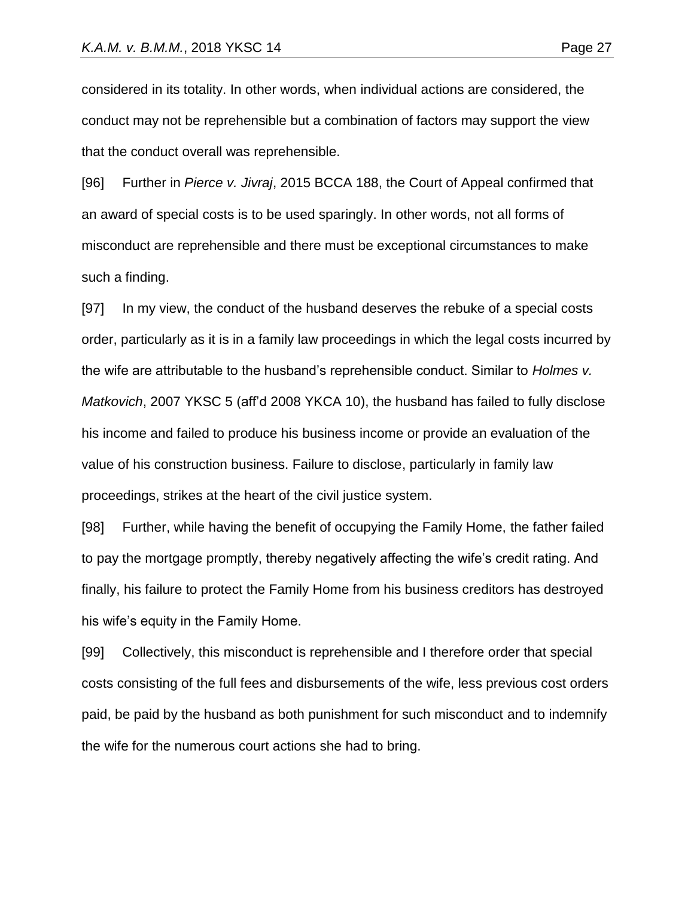considered in its totality. In other words, when individual actions are considered, the conduct may not be reprehensible but a combination of factors may support the view that the conduct overall was reprehensible.

[96] Further in *Pierce v. Jivraj*, 2015 BCCA 188, the Court of Appeal confirmed that an award of special costs is to be used sparingly. In other words, not all forms of misconduct are reprehensible and there must be exceptional circumstances to make such a finding.

[97] In my view, the conduct of the husband deserves the rebuke of a special costs order, particularly as it is in a family law proceedings in which the legal costs incurred by the wife are attributable to the husband's reprehensible conduct. Similar to *Holmes v. Matkovich*, 2007 YKSC 5 (aff'd 2008 YKCA 10), the husband has failed to fully disclose his income and failed to produce his business income or provide an evaluation of the value of his construction business. Failure to disclose, particularly in family law proceedings, strikes at the heart of the civil justice system.

[98] Further, while having the benefit of occupying the Family Home, the father failed to pay the mortgage promptly, thereby negatively affecting the wife's credit rating. And finally, his failure to protect the Family Home from his business creditors has destroyed his wife's equity in the Family Home.

[99] Collectively, this misconduct is reprehensible and I therefore order that special costs consisting of the full fees and disbursements of the wife, less previous cost orders paid, be paid by the husband as both punishment for such misconduct and to indemnify the wife for the numerous court actions she had to bring.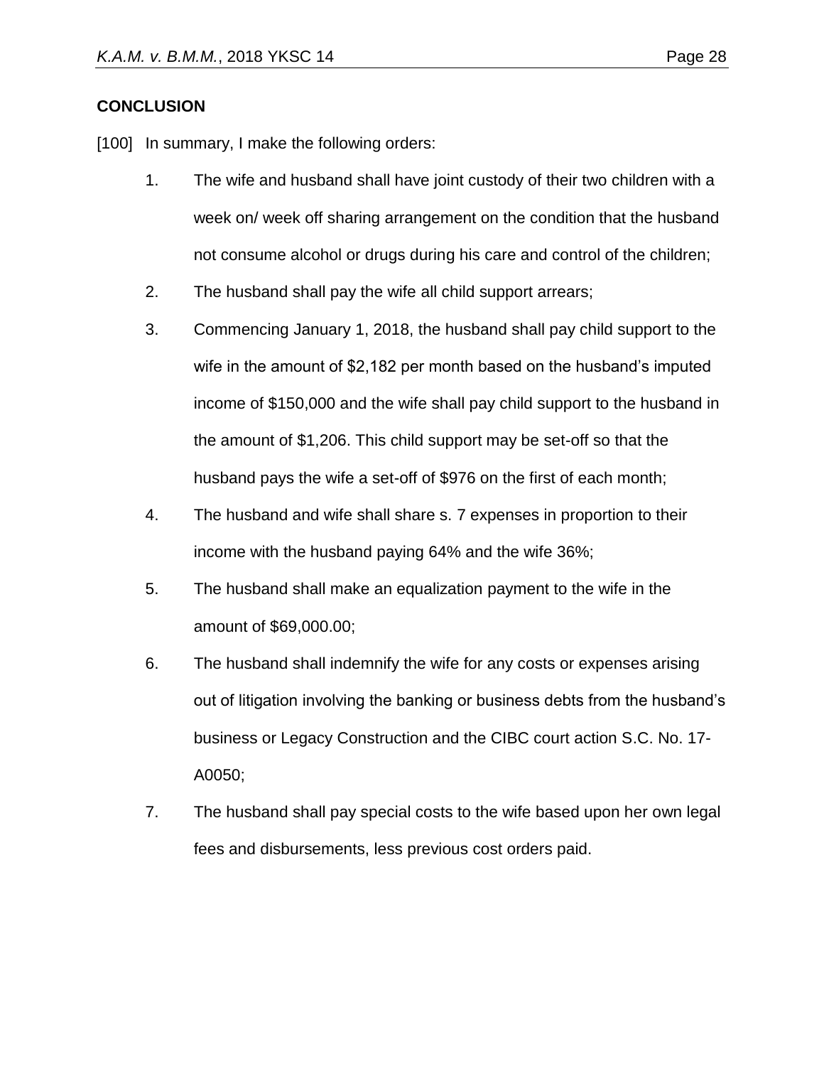**CONCLUSION**

[100] In summary, I make the following orders:

1. The wife and husband shall have joint custody of their two children with a week on/ week off sharing arrangement on the condition that the husband not consume alcohol or drugs during his care and control of the children;
2. The husband shall pay the wife all child support arrears;
3. Commencing January 1, 2018, the husband shall pay child support to the wife in the amount of $2,182 per month based on the husband's imputed income of $150,000 and the wife shall pay child support to the husband in the amount of $1,206. This child support may be set-off so that the husband pays the wife a set-off of $976 on the first of each month;
4. The husband and wife shall share s. 7 expenses in proportion to their income with the husband paying 64% and the wife 36%;
5. The husband shall make an equalization payment to the wife in the amount of $69,000.00;
6. The husband shall indemnify the wife for any costs or expenses arising out of litigation involving the banking or business debts from the husband's business or Legacy Construction and the CIBC court action S.C. No. 17-A0050;
7. The husband shall pay special costs to the wife based upon her own legal fees and disbursements, less previous cost orders paid.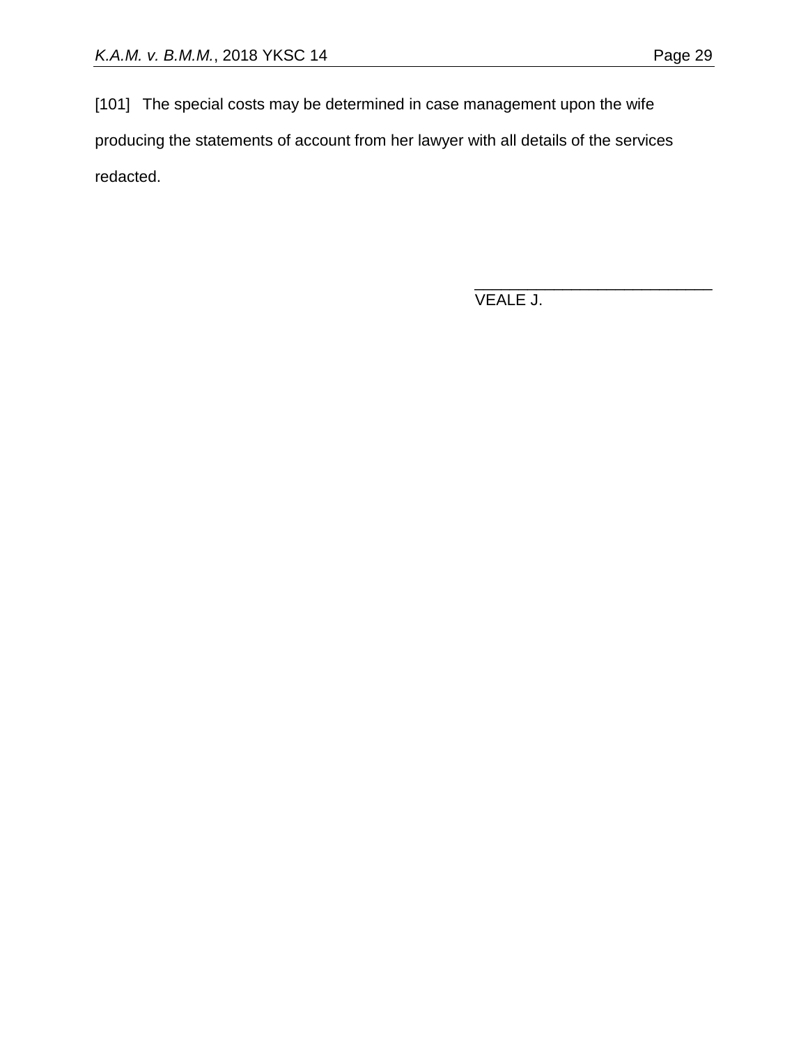[101] The special costs may be determined in case management upon the wife producing the statements of account from her lawyer with all details of the services redacted.

___________________________

VEALE J.